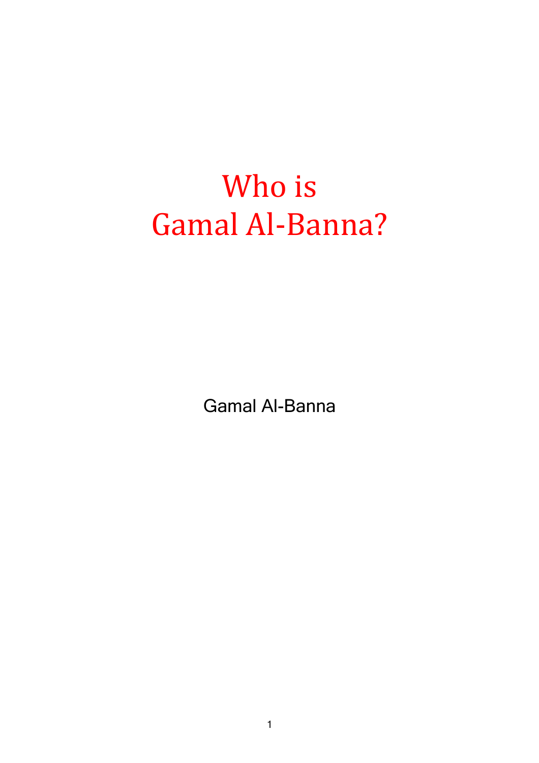# Who is Gamal Al-Banna?

Gamal Al-Banna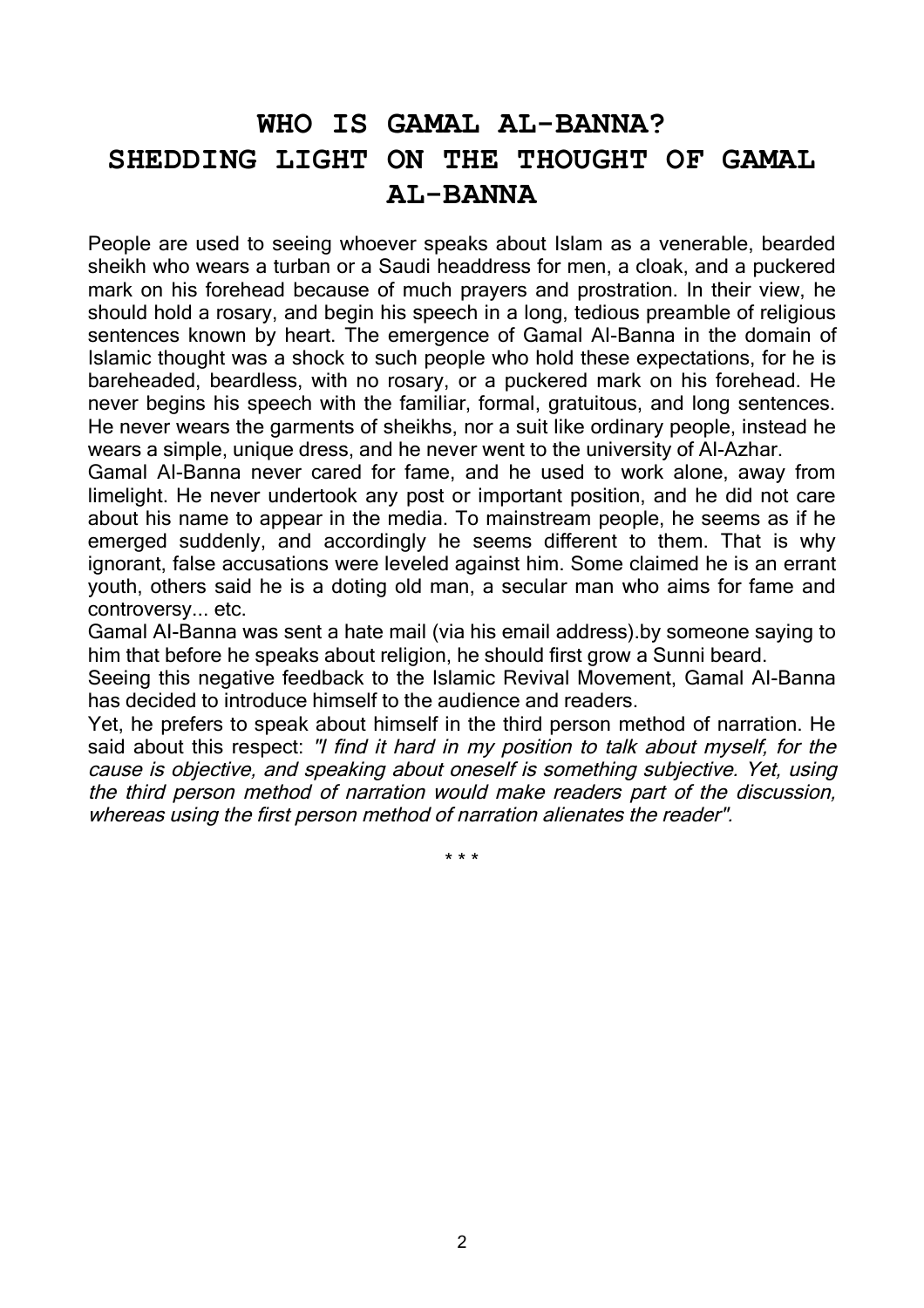# WHO IS GAMAL AL-BANNA?
# SHEDDING LIGHT ON THE THOUGHT OF GAMAL AL-BANNA

People are used to seeing whoever speaks about Islam as a venerable, bearded sheikh who wears a turban or a Saudi headdress for men, a cloak, and a puckered mark on his forehead because of much prayers and prostration. In their view, he should hold a rosary, and begin his speech in a long, tedious preamble of religious sentences known by heart. The emergence of Gamal Al-Banna in the domain of Islamic thought was a shock to such people who hold these expectations, for he is bareheaded, beardless, with no rosary, or a puckered mark on his forehead. He never begins his speech with the familiar, formal, gratuitous, and long sentences. He never wears the garments of sheikhs, nor a suit like ordinary people, instead he wears a simple, unique dress, and he never went to the university of Al-Azhar.

Gamal Al-Banna never cared for fame, and he used to work alone, away from limelight. He never undertook any post or important position, and he did not care about his name to appear in the media. To mainstream people, he seems as if he emerged suddenly, and accordingly he seems different to them. That is why ignorant, false accusations were leveled against him. Some claimed he is an errant youth, others said he is a doting old man, a secular man who aims for fame and controversy... etc.

Gamal Al-Banna was sent a hate mail (via his email address).by someone saying to him that before he speaks about religion, he should first grow a Sunni beard.

Seeing this negative feedback to the Islamic Revival Movement, Gamal Al-Banna has decided to introduce himself to the audience and readers.

Yet, he prefers to speak about himself in the third person method of narration. He said about this respect: *"I find it hard in my position to talk about myself, for the cause is objective, and speaking about oneself is something subjective. Yet, using the third person method of narration would make readers part of the discussion, whereas using the first person method of narration alienates the reader".*

\* \* \*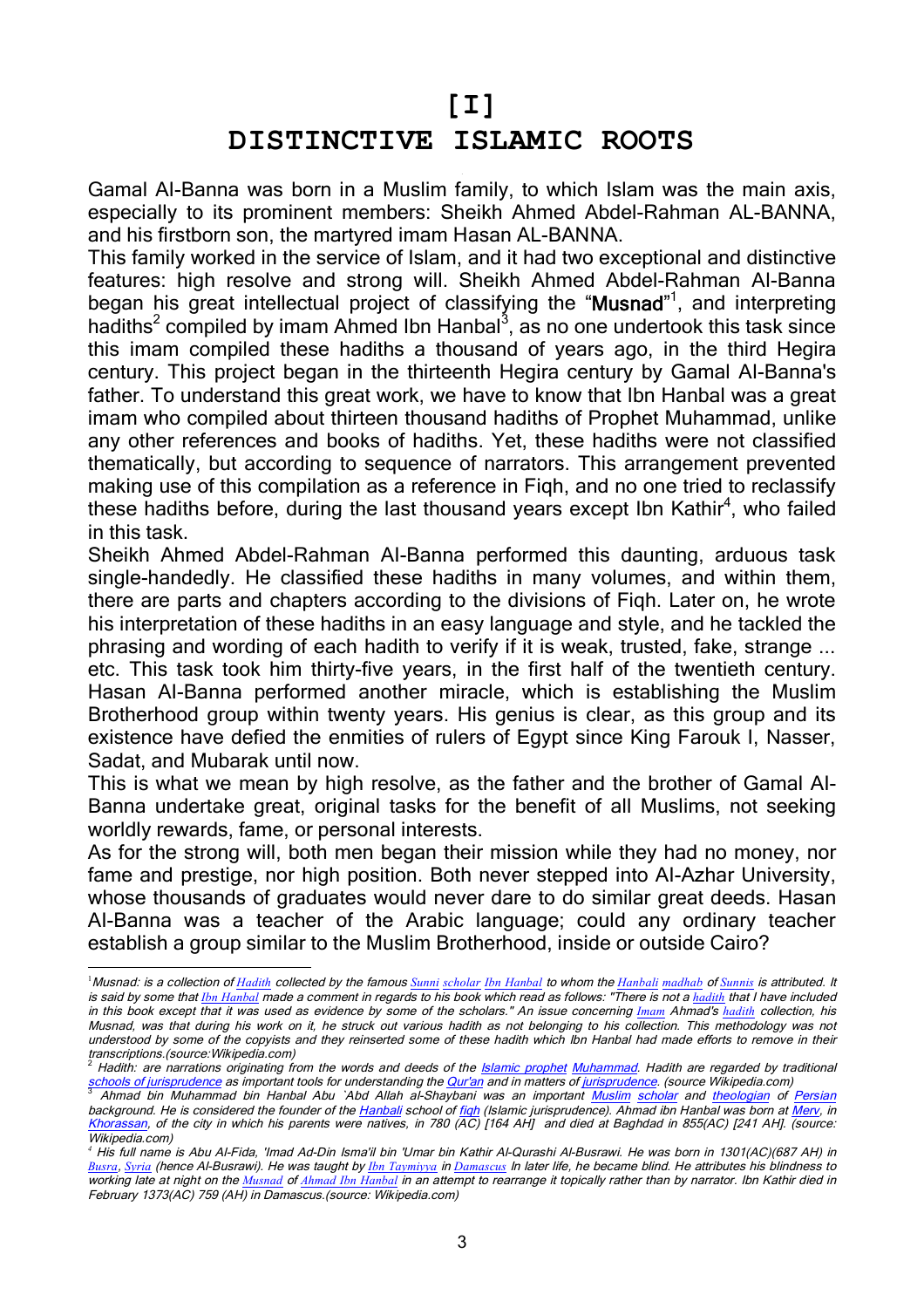# [I]

# DISTINCTIVE ISLAMIC ROOTS

Gamal Al-Banna was born in a Muslim family, to which Islam was the main axis, especially to its prominent members: Sheikh Ahmed Abdel-Rahman AL-BANNA, and his firstborn son, the martyred imam Hasan AL-BANNA.

This family worked in the service of Islam, and it had two exceptional and distinctive features: high resolve and strong will. Sheikh Ahmed Abdel-Rahman Al-Banna began his great intellectual project of classifying the "**Musnad**"[1], and interpreting hadiths[2] compiled by imam Ahmed Ibn Hanbal[3], as no one undertook this task since this imam compiled these hadiths a thousand of years ago, in the third Hegira century. This project began in the thirteenth Hegira century by Gamal Al-Banna's father. To understand this great work, we have to know that Ibn Hanbal was a great imam who compiled about thirteen thousand hadiths of Prophet Muhammad, unlike any other references and books of hadiths. Yet, these hadiths were not classified thematically, but according to sequence of narrators. This arrangement prevented making use of this compilation as a reference in Fiqh, and no one tried to reclassify these hadiths before, during the last thousand years except Ibn Kathir[4], who failed in this task.

Sheikh Ahmed Abdel-Rahman Al-Banna performed this daunting, arduous task single-handedly. He classified these hadiths in many volumes, and within them, there are parts and chapters according to the divisions of Fiqh. Later on, he wrote his interpretation of these hadiths in an easy language and style, and he tackled the phrasing and wording of each hadith to verify if it is weak, trusted, fake, strange ... etc. This task took him thirty-five years, in the first half of the twentieth century.

Hasan Al-Banna performed another miracle, which is establishing the Muslim Brotherhood group within twenty years. His genius is clear, as this group and its existence have defied the enmities of rulers of Egypt since King Farouk I, Nasser, Sadat, and Mubarak until now.

This is what we mean by high resolve, as the father and the brother of Gamal Al-Banna undertake great, original tasks for the benefit of all Muslims, not seeking worldly rewards, fame, or personal interests.

As for the strong will, both men began their mission while they had no money, nor fame and prestige, nor high position. Both never stepped into Al-Azhar University, whose thousands of graduates would never dare to do similar great deeds. Hasan Al-Banna was a teacher of the Arabic language; could any ordinary teacher establish a group similar to the Muslim Brotherhood, inside or outside Cairo?

---

[1] *Musnad: is a collection of Hadith collected by the famous Sunni scholar Ibn Hanbal to whom the Hanbali madhab of Sunnis is attributed. It is said by some that Ibn Hanbal made a comment in regards to his book which read as follows: "There is not a hadith that I have included in this book except that it was used as evidence by some of the scholars." An issue concerning Imam Ahmad's hadith collection, his Musnad, was that during his work on it, he struck out various hadith as not belonging to his collection. This methodology was not understood by some of the copyists and they reinserted some of these hadith which Ibn Hanbal had made efforts to remove in their transcriptions.(source:Wikipedia.com)*

[2] *Hadith: are narrations originating from the words and deeds of the Islamic prophet Muhammad. Hadith are regarded by traditional schools of jurisprudence as important tools for understanding the Qur'an and in matters of jurisprudence. (source Wikipedia.com)*

[3] *Ahmad bin Muhammad bin Hanbal Abu `Abd Allah al-Shaybani was an important Muslim scholar and theologian of Persian background. He is considered the founder of the Hanbali school of fiqh (Islamic jurisprudence). Ahmad ibn Hanbal was born at Merv, in Khorassan, of the city in which his parents were natives, in 780 (AC) [164 AH] and died at Baghdad in 855(AC) [241 AH]. (source: Wikipedia.com)*

[4] *His full name is Abu Al-Fida, 'Imad Ad-Din Isma'il bin 'Umar bin Kathir Al-Qurashi Al-Busrawi. He was born in 1301(AC)(687 AH) in Busra, Syria (hence Al-Busrawi). He was taught by Ibn Taymiyya in Damascus In later life, he became blind. He attributes his blindness to working late at night on the Musnad of Ahmad Ibn Hanbal in an attempt to rearrange it topically rather than by narrator. Ibn Kathir died in February 1373(AC) 759 (AH) in Damascus.(source: Wikipedia.com)*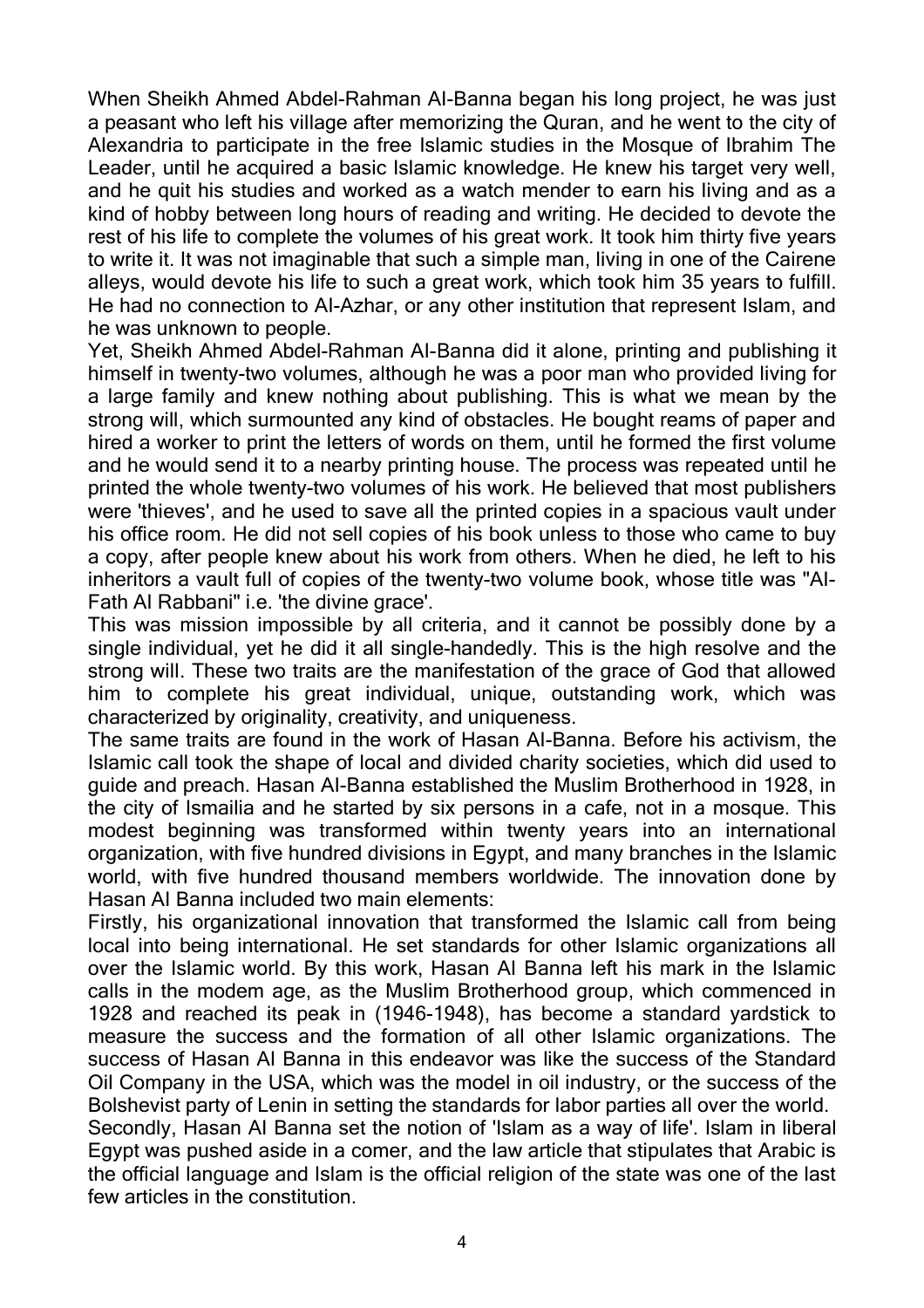When Sheikh Ahmed Abdel-Rahman Al-Banna began his long project, he was just a peasant who left his village after memorizing the Quran, and he went to the city of Alexandria to participate in the free Islamic studies in the Mosque of Ibrahim The Leader, until he acquired a basic Islamic knowledge. He knew his target very well, and he quit his studies and worked as a watch mender to earn his living and as a kind of hobby between long hours of reading and writing. He decided to devote the rest of his life to complete the volumes of his great work. It took him thirty five years to write it. It was not imaginable that such a simple man, living in one of the Cairene alleys, would devote his life to such a great work, which took him 35 years to fulfill. He had no connection to Al-Azhar, or any other institution that represent Islam, and he was unknown to people.

Yet, Sheikh Ahmed Abdel-Rahman Al-Banna did it alone, printing and publishing it himself in twenty-two volumes, although he was a poor man who provided living for a large family and knew nothing about publishing. This is what we mean by the strong will, which surmounted any kind of obstacles. He bought reams of paper and hired a worker to print the letters of words on them, until he formed the first volume and he would send it to a nearby printing house. The process was repeated until he printed the whole twenty-two volumes of his work. He believed that most publishers were 'thieves', and he used to save all the printed copies in a spacious vault under his office room. He did not sell copies of his book unless to those who came to buy a copy, after people knew about his work from others. When he died, he left to his inheritors a vault full of copies of the twenty-two volume book, whose title was "Al-Fath Al Rabbani" i.e. 'the divine grace'.

This was mission impossible by all criteria, and it cannot be possibly done by a single individual, yet he did it all single-handedly. This is the high resolve and the strong will. These two traits are the manifestation of the grace of God that allowed him to complete his great individual, unique, outstanding work, which was characterized by originality, creativity, and uniqueness.

The same traits are found in the work of Hasan Al-Banna. Before his activism, the Islamic call took the shape of local and divided charity societies, which did used to guide and preach. Hasan Al-Banna established the Muslim Brotherhood in 1928, in the city of Ismailia and he started by six persons in a cafe, not in a mosque. This modest beginning was transformed within twenty years into an international organization, with five hundred divisions in Egypt, and many branches in the Islamic world, with five hundred thousand members worldwide. The innovation done by Hasan Al Banna included two main elements:

Firstly, his organizational innovation that transformed the Islamic call from being local into being international. He set standards for other Islamic organizations all over the Islamic world. By this work, Hasan Al Banna left his mark in the Islamic calls in the modem age, as the Muslim Brotherhood group, which commenced in 1928 and reached its peak in (1946-1948), has become a standard yardstick to measure the success and the formation of all other Islamic organizations. The success of Hasan Al Banna in this endeavor was like the success of the Standard Oil Company in the USA, which was the model in oil industry, or the success of the Bolshevist party of Lenin in setting the standards for labor parties all over the world.

Secondly, Hasan Al Banna set the notion of 'Islam as a way of life'. Islam in liberal Egypt was pushed aside in a comer, and the law article that stipulates that Arabic is the official language and Islam is the official religion of the state was one of the last few articles in the constitution.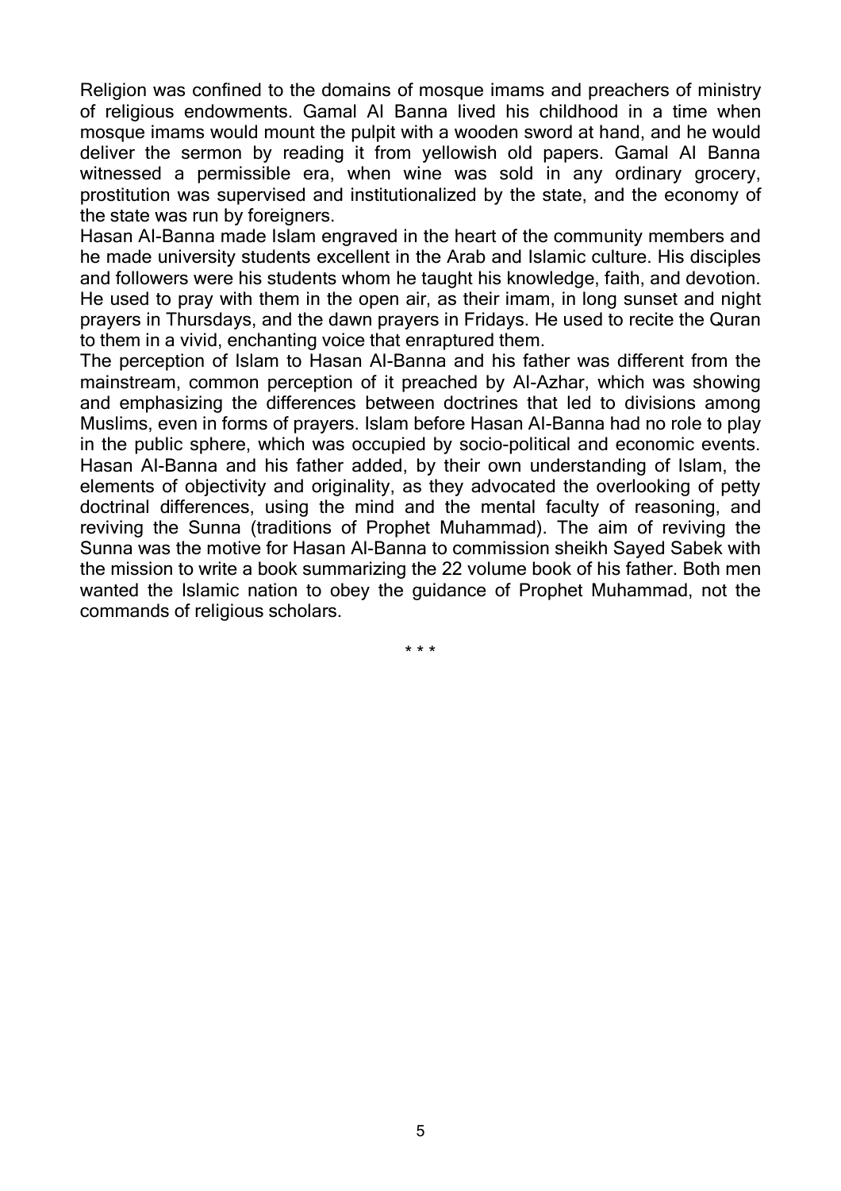Religion was confined to the domains of mosque imams and preachers of ministry of religious endowments. Gamal Al Banna lived his childhood in a time when mosque imams would mount the pulpit with a wooden sword at hand, and he would deliver the sermon by reading it from yellowish old papers. Gamal Al Banna witnessed a permissible era, when wine was sold in any ordinary grocery, prostitution was supervised and institutionalized by the state, and the economy of the state was run by foreigners.

Hasan Al-Banna made Islam engraved in the heart of the community members and he made university students excellent in the Arab and Islamic culture. His disciples and followers were his students whom he taught his knowledge, faith, and devotion. He used to pray with them in the open air, as their imam, in long sunset and night prayers in Thursdays, and the dawn prayers in Fridays. He used to recite the Quran to them in a vivid, enchanting voice that enraptured them.

The perception of Islam to Hasan Al-Banna and his father was different from the mainstream, common perception of it preached by Al-Azhar, which was showing and emphasizing the differences between doctrines that led to divisions among Muslims, even in forms of prayers. Islam before Hasan Al-Banna had no role to play in the public sphere, which was occupied by socio-political and economic events. Hasan Al-Banna and his father added, by their own understanding of Islam, the elements of objectivity and originality, as they advocated the overlooking of petty doctrinal differences, using the mind and the mental faculty of reasoning, and reviving the Sunna (traditions of Prophet Muhammad). The aim of reviving the Sunna was the motive for Hasan Al-Banna to commission sheikh Sayed Sabek with the mission to write a book summarizing the 22 volume book of his father. Both men wanted the Islamic nation to obey the guidance of Prophet Muhammad, not the commands of religious scholars.

\* \* \*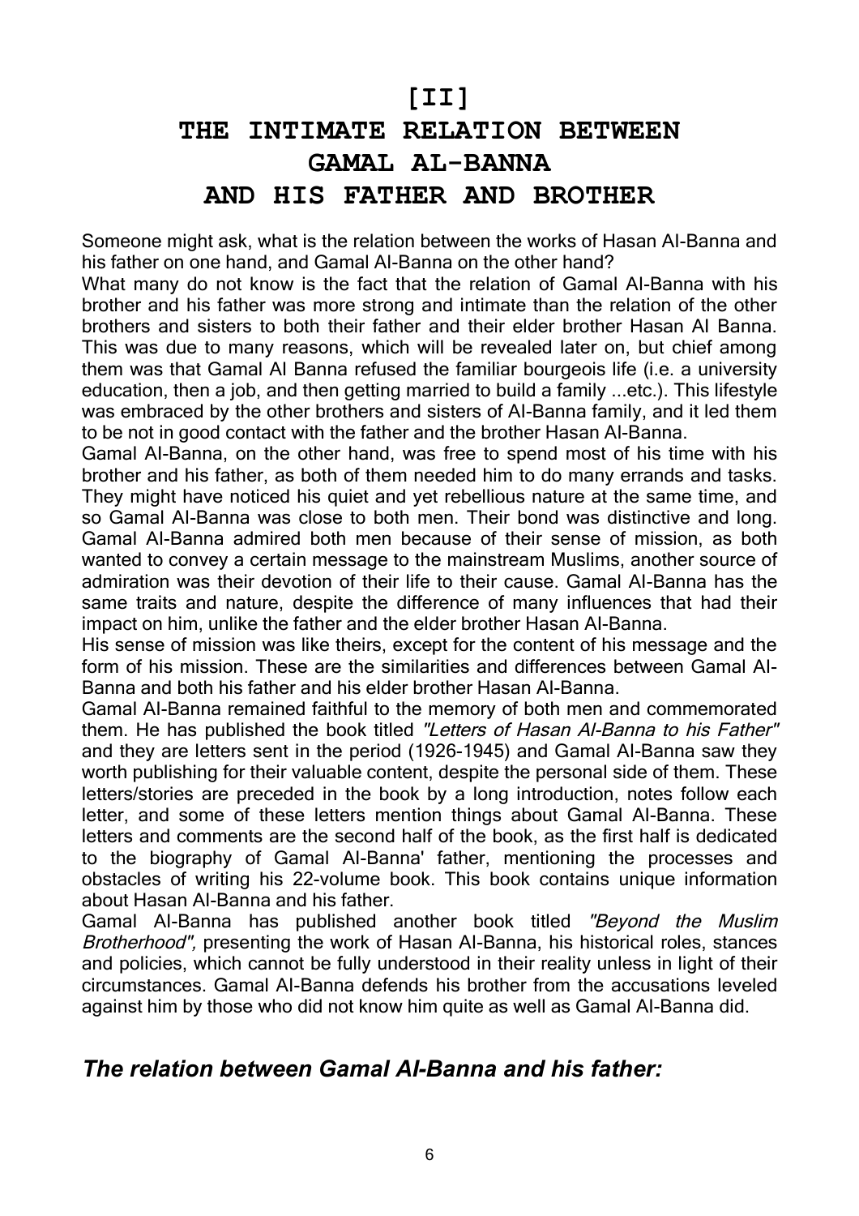# [II] THE INTIMATE RELATION BETWEEN GAMAL AL-BANNA AND HIS FATHER AND BROTHER

Someone might ask, what is the relation between the works of Hasan Al-Banna and his father on one hand, and Gamal Al-Banna on the other hand?

What many do not know is the fact that the relation of Gamal Al-Banna with his brother and his father was more strong and intimate than the relation of the other brothers and sisters to both their father and their elder brother Hasan Al Banna. This was due to many reasons, which will be revealed later on, but chief among them was that Gamal Al Banna refused the familiar bourgeois life (i.e. a university education, then a job, and then getting married to build a family ...etc.). This lifestyle was embraced by the other brothers and sisters of Al-Banna family, and it led them to be not in good contact with the father and the brother Hasan Al-Banna.

Gamal Al-Banna, on the other hand, was free to spend most of his time with his brother and his father, as both of them needed him to do many errands and tasks. They might have noticed his quiet and yet rebellious nature at the same time, and so Gamal Al-Banna was close to both men. Their bond was distinctive and long. Gamal Al-Banna admired both men because of their sense of mission, as both wanted to convey a certain message to the mainstream Muslims, another source of admiration was their devotion of their life to their cause. Gamal Al-Banna has the same traits and nature, despite the difference of many influences that had their impact on him, unlike the father and the elder brother Hasan Al-Banna.

His sense of mission was like theirs, except for the content of his message and the form of his mission. These are the similarities and differences between Gamal Al-Banna and both his father and his elder brother Hasan Al-Banna.

Gamal Al-Banna remained faithful to the memory of both men and commemorated them. He has published the book titled *"Letters of Hasan Al-Banna to his Father"* and they are letters sent in the period (1926-1945) and Gamal Al-Banna saw they worth publishing for their valuable content, despite the personal side of them. These letters/stories are preceded in the book by a long introduction, notes follow each letter, and some of these letters mention things about Gamal Al-Banna. These letters and comments are the second half of the book, as the first half is dedicated to the biography of Gamal Al-Banna' father, mentioning the processes and obstacles of writing his 22-volume book. This book contains unique information about Hasan Al-Banna and his father.

Gamal Al-Banna has published another book titled *"Beyond the Muslim Brotherhood",* presenting the work of Hasan Al-Banna, his historical roles, stances and policies, which cannot be fully understood in their reality unless in light of their circumstances. Gamal Al-Banna defends his brother from the accusations leveled against him by those who did not know him quite as well as Gamal Al-Banna did.

## *The relation between Gamal Al-Banna and his father:*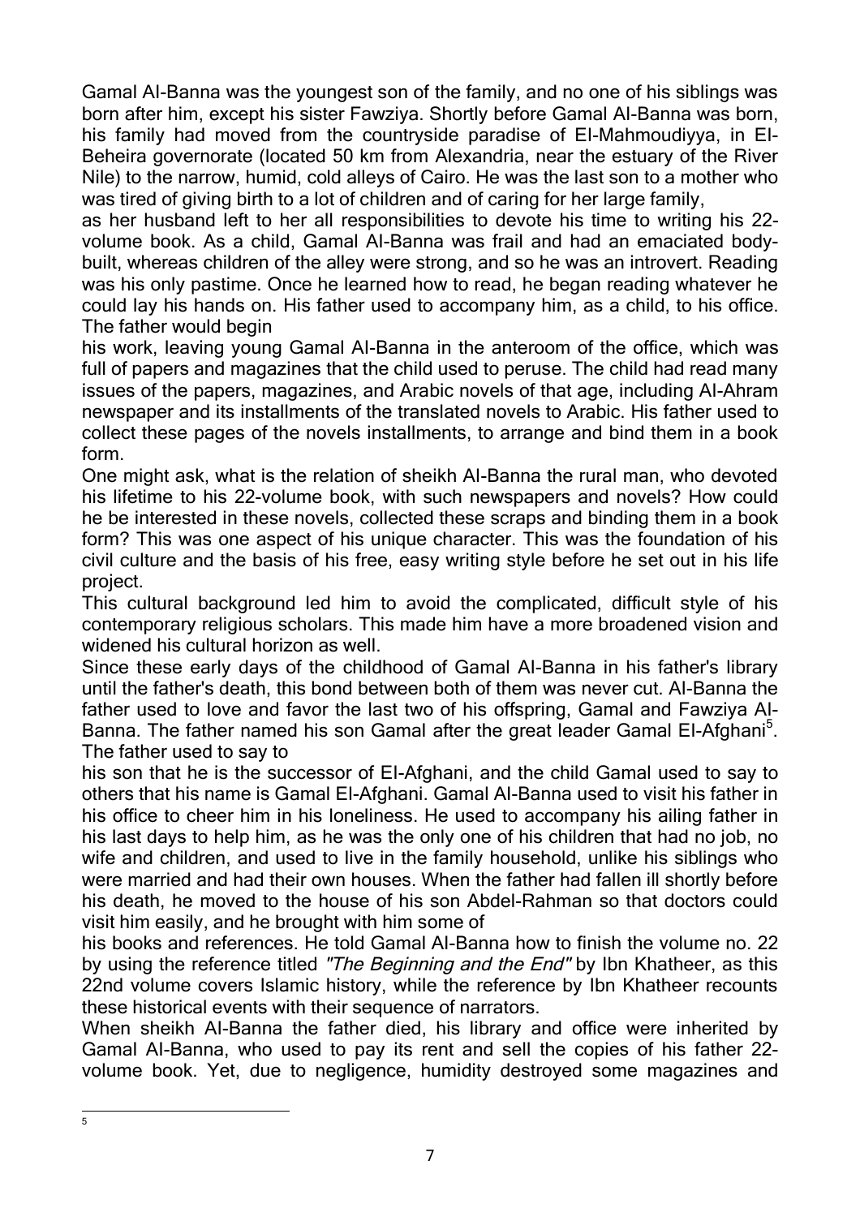Gamal Al-Banna was the youngest son of the family, and no one of his siblings was born after him, except his sister Fawziya. Shortly before Gamal Al-Banna was born, his family had moved from the countryside paradise of El-Mahmoudiyya, in El-Beheira governorate (located 50 km from Alexandria, near the estuary of the River Nile) to the narrow, humid, cold alleys of Cairo. He was the last son to a mother who was tired of giving birth to a lot of children and of caring for her large family, as her husband left to her all responsibilities to devote his time to writing his 22-volume book. As a child, Gamal Al-Banna was frail and had an emaciated body-built, whereas children of the alley were strong, and so he was an introvert. Reading was his only pastime. Once he learned how to read, he began reading whatever he could lay his hands on. His father used to accompany him, as a child, to his office. The father would begin his work, leaving young Gamal Al-Banna in the anteroom of the office, which was full of papers and magazines that the child used to peruse. The child had read many issues of the papers, magazines, and Arabic novels of that age, including Al-Ahram newspaper and its installments of the translated novels to Arabic. His father used to collect these pages of the novels installments, to arrange and bind them in a book form.

One might ask, what is the relation of sheikh Al-Banna the rural man, who devoted his lifetime to his 22-volume book, with such newspapers and novels? How could he be interested in these novels, collected these scraps and binding them in a book form? This was one aspect of his unique character. This was the foundation of his civil culture and the basis of his free, easy writing style before he set out in his life project.

This cultural background led him to avoid the complicated, difficult style of his contemporary religious scholars. This made him have a more broadened vision and widened his cultural horizon as well.

Since these early days of the childhood of Gamal Al-Banna in his father's library until the father's death, this bond between both of them was never cut. Al-Banna the father used to love and favor the last two of his offspring, Gamal and Fawziya Al-Banna. The father named his son Gamal after the great leader Gamal El-Afghani[5]. The father used to say to his son that he is the successor of El-Afghani, and the child Gamal used to say to others that his name is Gamal El-Afghani. Gamal Al-Banna used to visit his father in his office to cheer him in his loneliness. He used to accompany his ailing father in his last days to help him, as he was the only one of his children that had no job, no wife and children, and used to live in the family household, unlike his siblings who were married and had their own houses. When the father had fallen ill shortly before his death, he moved to the house of his son Abdel-Rahman so that doctors could visit him easily, and he brought with him some of his books and references. He told Gamal Al-Banna how to finish the volume no. 22 by using the reference titled *"The Beginning and the End"* by Ibn Khatheer, as this 22nd volume covers Islamic history, while the reference by Ibn Khatheer recounts these historical events with their sequence of narrators.

When sheikh Al-Banna the father died, his library and office were inherited by Gamal Al-Banna, who used to pay its rent and sell the copies of his father 22-volume book. Yet, due to negligence, humidity destroyed some magazines and

---

[5]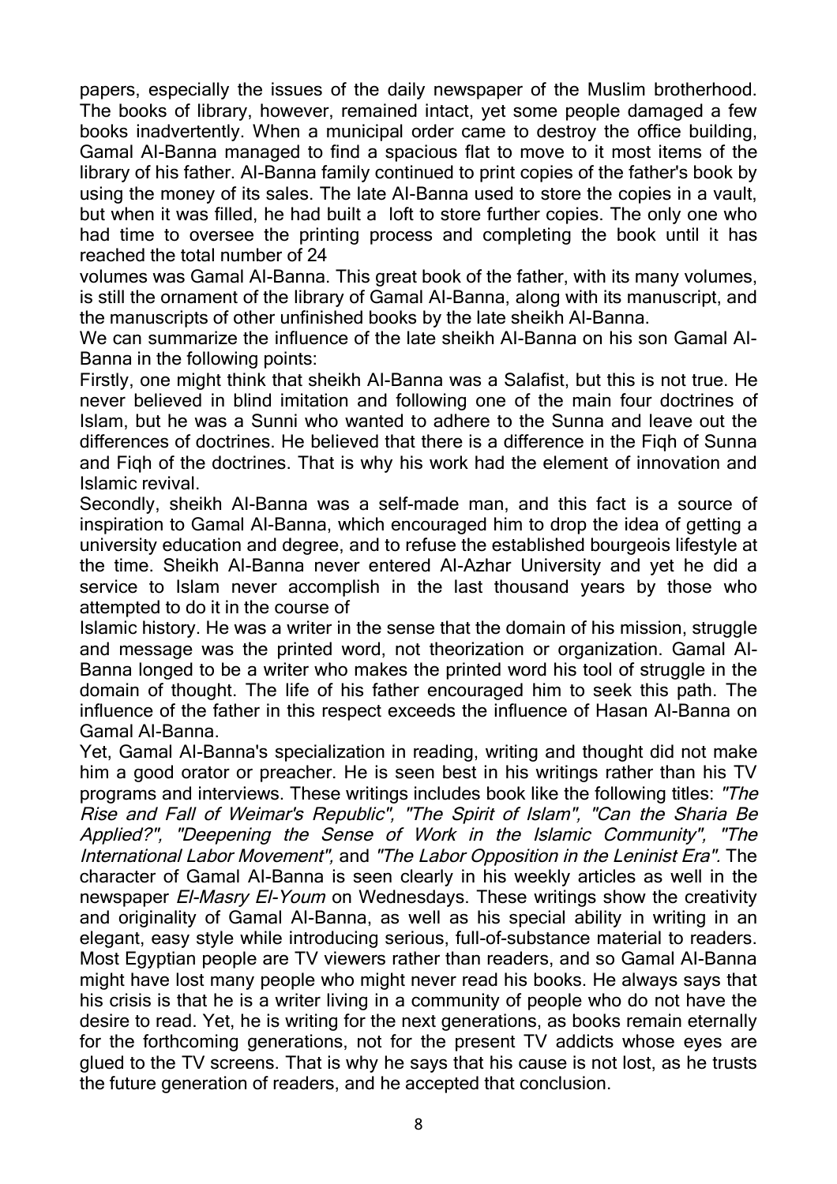papers, especially the issues of the daily newspaper of the Muslim brotherhood. The books of library, however, remained intact, yet some people damaged a few books inadvertently. When a municipal order came to destroy the office building, Gamal Al-Banna managed to find a spacious flat to move to it most items of the library of his father. Al-Banna family continued to print copies of the father's book by using the money of its sales. The late Al-Banna used to store the copies in a vault, but when it was filled, he had built a loft to store further copies. The only one who had time to oversee the printing process and completing the book until it has reached the total number of 24 volumes was Gamal Al-Banna. This great book of the father, with its many volumes, is still the ornament of the library of Gamal Al-Banna, along with its manuscript, and the manuscripts of other unfinished books by the late sheikh Al-Banna.

We can summarize the influence of the late sheikh Al-Banna on his son Gamal Al-Banna in the following points:

Firstly, one might think that sheikh Al-Banna was a Salafist, but this is not true. He never believed in blind imitation and following one of the main four doctrines of Islam, but he was a Sunni who wanted to adhere to the Sunna and leave out the differences of doctrines. He believed that there is a difference in the Fiqh of Sunna and Fiqh of the doctrines. That is why his work had the element of innovation and Islamic revival.

Secondly, sheikh Al-Banna was a self-made man, and this fact is a source of inspiration to Gamal Al-Banna, which encouraged him to drop the idea of getting a university education and degree, and to refuse the established bourgeois lifestyle at the time. Sheikh Al-Banna never entered Al-Azhar University and yet he did a service to Islam never accomplish in the last thousand years by those who attempted to do it in the course of Islamic history. He was a writer in the sense that the domain of his mission, struggle and message was the printed word, not theorization or organization. Gamal Al-Banna longed to be a writer who makes the printed word his tool of struggle in the domain of thought. The life of his father encouraged him to seek this path. The influence of the father in this respect exceeds the influence of Hasan Al-Banna on Gamal Al-Banna.

Yet, Gamal Al-Banna's specialization in reading, writing and thought did not make him a good orator or preacher. He is seen best in his writings rather than his TV programs and interviews. These writings includes book like the following titles: *"The Rise and Fall of Weimar's Republic", "The Spirit of Islam", "Can the Sharia Be Applied?", "Deepening the Sense of Work in the Islamic Community", "The International Labor Movement",* and *"The Labor Opposition in the Leninist Era"*. The character of Gamal Al-Banna is seen clearly in his weekly articles as well in the newspaper *El-Masry El-Youm* on Wednesdays. These writings show the creativity and originality of Gamal Al-Banna, as well as his special ability in writing in an elegant, easy style while introducing serious, full-of-substance material to readers. Most Egyptian people are TV viewers rather than readers, and so Gamal Al-Banna might have lost many people who might never read his books. He always says that his crisis is that he is a writer living in a community of people who do not have the desire to read. Yet, he is writing for the next generations, as books remain eternally for the forthcoming generations, not for the present TV addicts whose eyes are glued to the TV screens. That is why he says that his cause is not lost, as he trusts the future generation of readers, and he accepted that conclusion.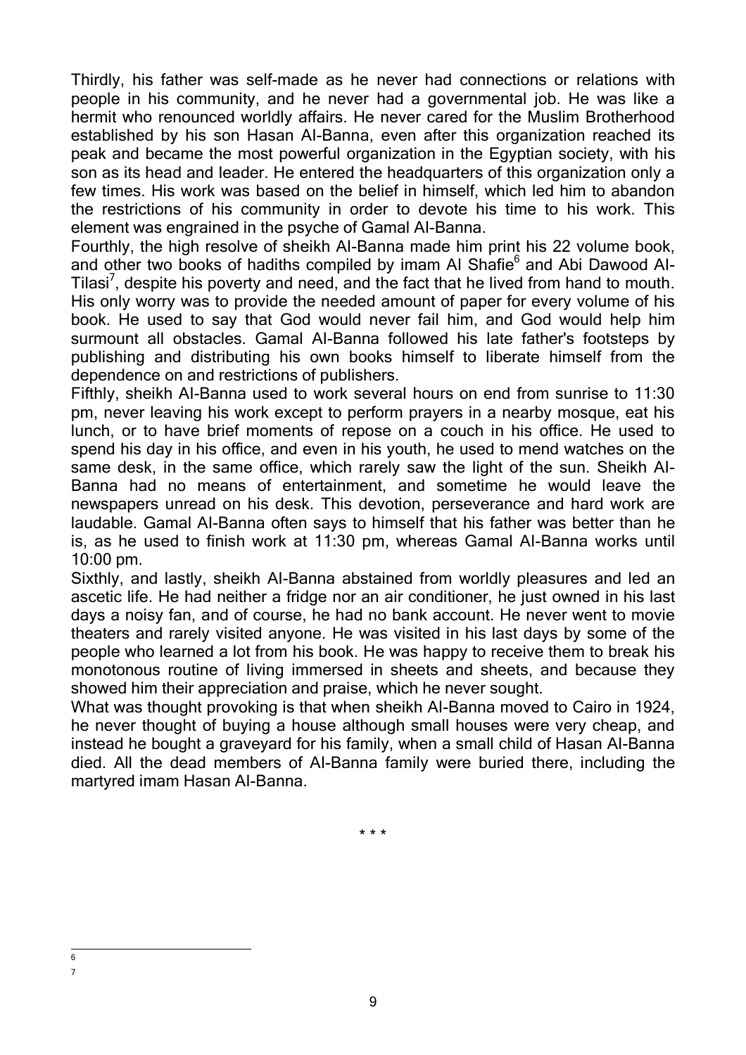Thirdly, his father was self-made as he never had connections or relations with people in his community, and he never had a governmental job. He was like a hermit who renounced worldly affairs. He never cared for the Muslim Brotherhood established by his son Hasan Al-Banna, even after this organization reached its peak and became the most powerful organization in the Egyptian society, with his son as its head and leader. He entered the headquarters of this organization only a few times. His work was based on the belief in himself, which led him to abandon the restrictions of his community in order to devote his time to his work. This element was engrained in the psyche of Gamal Al-Banna.

Fourthly, the high resolve of sheikh Al-Banna made him print his 22 volume book, and other two books of hadiths compiled by imam Al Shafie[6] and Abi Dawood Al-Tilasi[7], despite his poverty and need, and the fact that he lived from hand to mouth. His only worry was to provide the needed amount of paper for every volume of his book. He used to say that God would never fail him, and God would help him surmount all obstacles. Gamal Al-Banna followed his late father's footsteps by publishing and distributing his own books himself to liberate himself from the dependence on and restrictions of publishers.

Fifthly, sheikh Al-Banna used to work several hours on end from sunrise to 11:30 pm, never leaving his work except to perform prayers in a nearby mosque, eat his lunch, or to have brief moments of repose on a couch in his office. He used to spend his day in his office, and even in his youth, he used to mend watches on the same desk, in the same office, which rarely saw the light of the sun. Sheikh Al-Banna had no means of entertainment, and sometime he would leave the newspapers unread on his desk. This devotion, perseverance and hard work are laudable. Gamal Al-Banna often says to himself that his father was better than he is, as he used to finish work at 11:30 pm, whereas Gamal Al-Banna works until 10:00 pm.

Sixthly, and lastly, sheikh Al-Banna abstained from worldly pleasures and led an ascetic life. He had neither a fridge nor an air conditioner, he just owned in his last days a noisy fan, and of course, he had no bank account. He never went to movie theaters and rarely visited anyone. He was visited in his last days by some of the people who learned a lot from his book. He was happy to receive them to break his monotonous routine of living immersed in sheets and sheets, and because they showed him their appreciation and praise, which he never sought.

What was thought provoking is that when sheikh Al-Banna moved to Cairo in 1924, he never thought of buying a house although small houses were very cheap, and instead he bought a graveyard for his family, when a small child of Hasan Al-Banna died. All the dead members of Al-Banna family were buried there, including the martyred imam Hasan Al-Banna.

\* \* \*

[6]

[7]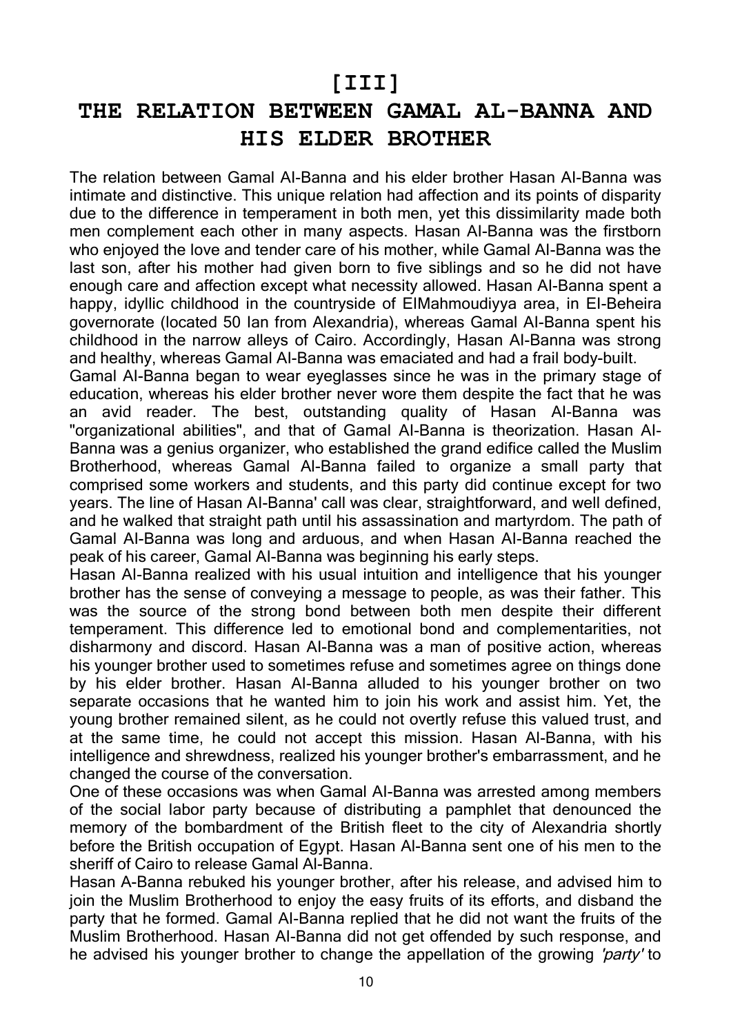# [III]

# THE RELATION BETWEEN GAMAL AL-BANNA AND HIS ELDER BROTHER

The relation between Gamal Al-Banna and his elder brother Hasan Al-Banna was intimate and distinctive. This unique relation had affection and its points of disparity due to the difference in temperament in both men, yet this dissimilarity made both men complement each other in many aspects. Hasan Al-Banna was the firstborn who enjoyed the love and tender care of his mother, while Gamal Al-Banna was the last son, after his mother had given born to five siblings and so he did not have enough care and affection except what necessity allowed. Hasan Al-Banna spent a happy, idyllic childhood in the countryside of ElMahmoudiyya area, in El-Beheira governorate (located 50 lan from Alexandria), whereas Gamal Al-Banna spent his childhood in the narrow alleys of Cairo. Accordingly, Hasan Al-Banna was strong and healthy, whereas Gamal Al-Banna was emaciated and had a frail body-built.

Gamal Al-Banna began to wear eyeglasses since he was in the primary stage of education, whereas his elder brother never wore them despite the fact that he was an avid reader. The best, outstanding quality of Hasan Al-Banna was "organizational abilities", and that of Gamal Al-Banna is theorization. Hasan Al-Banna was a genius organizer, who established the grand edifice called the Muslim Brotherhood, whereas Gamal Al-Banna failed to organize a small party that comprised some workers and students, and this party did continue except for two years. The line of Hasan Al-Banna' call was clear, straightforward, and well defined, and he walked that straight path until his assassination and martyrdom. The path of Gamal Al-Banna was long and arduous, and when Hasan Al-Banna reached the peak of his career, Gamal Al-Banna was beginning his early steps.

Hasan Al-Banna realized with his usual intuition and intelligence that his younger brother has the sense of conveying a message to people, as was their father. This was the source of the strong bond between both men despite their different temperament. This difference led to emotional bond and complementarities, not disharmony and discord. Hasan Al-Banna was a man of positive action, whereas his younger brother used to sometimes refuse and sometimes agree on things done by his elder brother. Hasan Al-Banna alluded to his younger brother on two separate occasions that he wanted him to join his work and assist him. Yet, the young brother remained silent, as he could not overtly refuse this valued trust, and at the same time, he could not accept this mission. Hasan Al-Banna, with his intelligence and shrewdness, realized his younger brother's embarrassment, and he changed the course of the conversation.

One of these occasions was when Gamal Al-Banna was arrested among members of the social labor party because of distributing a pamphlet that denounced the memory of the bombardment of the British fleet to the city of Alexandria shortly before the British occupation of Egypt. Hasan Al-Banna sent one of his men to the sheriff of Cairo to release Gamal Al-Banna.

Hasan A-Banna rebuked his younger brother, after his release, and advised him to join the Muslim Brotherhood to enjoy the easy fruits of its efforts, and disband the party that he formed. Gamal Al-Banna replied that he did not want the fruits of the Muslim Brotherhood. Hasan Al-Banna did not get offended by such response, and he advised his younger brother to change the appellation of the growing *'party'* to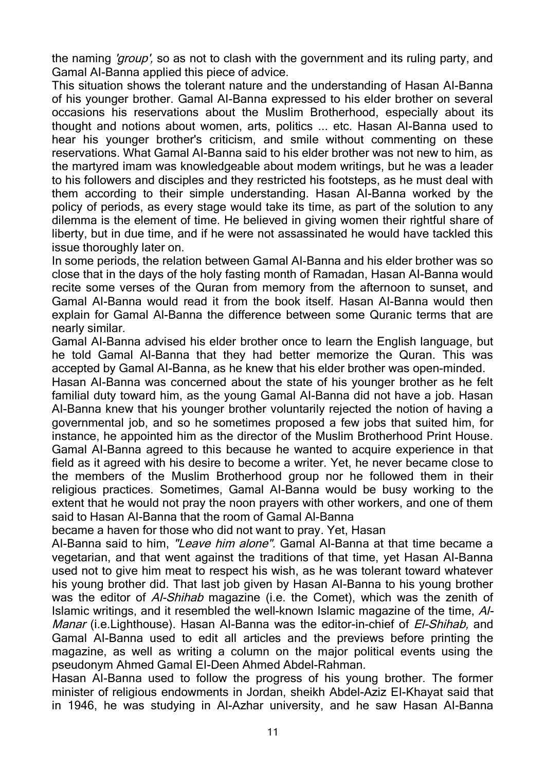the naming *'group',* so as not to clash with the government and its ruling party, and Gamal Al-Banna applied this piece of advice.

This situation shows the tolerant nature and the understanding of Hasan Al-Banna of his younger brother. Gamal Al-Banna expressed to his elder brother on several occasions his reservations about the Muslim Brotherhood, especially about its thought and notions about women, arts, politics ... etc. Hasan Al-Banna used to hear his younger brother's criticism, and smile without commenting on these reservations. What Gamal Al-Banna said to his elder brother was not new to him, as the martyred imam was knowledgeable about modem writings, but he was a leader to his followers and disciples and they restricted his footsteps, as he must deal with them according to their simple understanding. Hasan Al-Banna worked by the policy of periods, as every stage would take its time, as part of the solution to any dilemma is the element of time. He believed in giving women their rightful share of liberty, but in due time, and if he were not assassinated he would have tackled this issue thoroughly later on.

In some periods, the relation between Gamal Al-Banna and his elder brother was so close that in the days of the holy fasting month of Ramadan, Hasan Al-Banna would recite some verses of the Quran from memory from the afternoon to sunset, and Gamal Al-Banna would read it from the book itself. Hasan Al-Banna would then explain for Gamal Al-Banna the difference between some Quranic terms that are nearly similar.

Gamal Al-Banna advised his elder brother once to learn the English language, but he told Gamal Al-Banna that they had better memorize the Quran. This was accepted by Gamal Al-Banna, as he knew that his elder brother was open-minded.

Hasan Al-Banna was concerned about the state of his younger brother as he felt familial duty toward him, as the young Gamal Al-Banna did not have a job. Hasan Al-Banna knew that his younger brother voluntarily rejected the notion of having a governmental job, and so he sometimes proposed a few jobs that suited him, for instance, he appointed him as the director of the Muslim Brotherhood Print House. Gamal Al-Banna agreed to this because he wanted to acquire experience in that field as it agreed with his desire to become a writer. Yet, he never became close to the members of the Muslim Brotherhood group nor he followed them in their religious practices. Sometimes, Gamal Al-Banna would be busy working to the extent that he would not pray the noon prayers with other workers, and one of them said to Hasan Al-Banna that the room of Gamal Al-Banna became a haven for those who did not want to pray. Yet, Hasan Al-Banna said to him, *"Leave him alone"*. Gamal Al-Banna at that time became a vegetarian, and that went against the traditions of that time, yet Hasan Al-Banna used not to give him meat to respect his wish, as he was tolerant toward whatever his young brother did. That last job given by Hasan Al-Banna to his young brother was the editor of *Al-Shihab* magazine (i.e. the Comet), which was the zenith of Islamic writings, and it resembled the well-known Islamic magazine of the time, *Al-Manar* (i.e.Lighthouse). Hasan Al-Banna was the editor-in-chief of *El-Shihab,* and Gamal Al-Banna used to edit all articles and the previews before printing the magazine, as well as writing a column on the major political events using the pseudonym Ahmed Gamal El-Deen Ahmed Abdel-Rahman.

Hasan Al-Banna used to follow the progress of his young brother. The former minister of religious endowments in Jordan, sheikh Abdel-Aziz El-Khayat said that in 1946, he was studying in Al-Azhar university, and he saw Hasan Al-Banna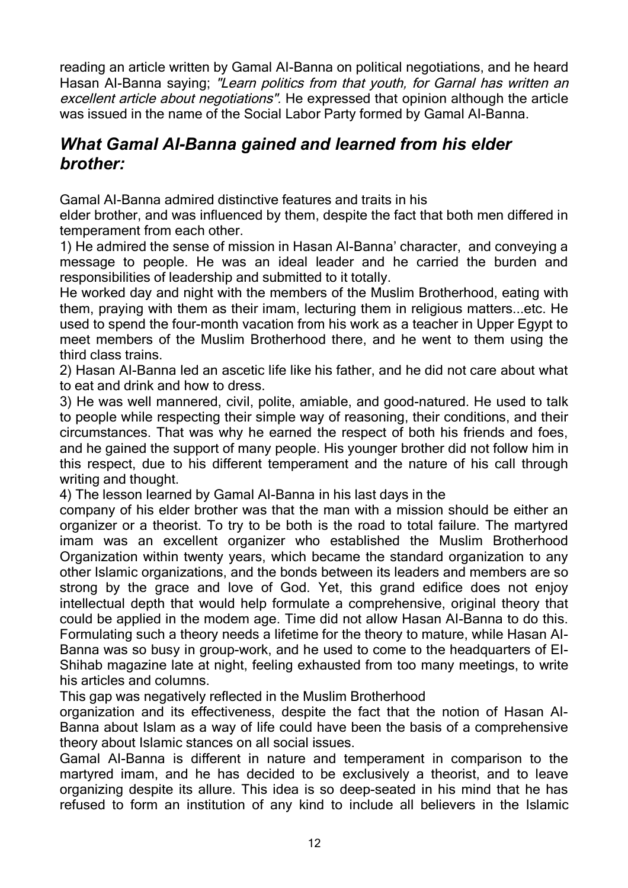reading an article written by Gamal Al-Banna on political negotiations, and he heard Hasan Al-Banna saying; *"Learn politics from that youth, for Garnal has written an excellent article about negotiations"*. He expressed that opinion although the article was issued in the name of the Social Labor Party formed by Gamal Al-Banna.

## *What Gamal Al-Banna gained and learned from his elder brother:*

Gamal Al-Banna admired distinctive features and traits in his elder brother, and was influenced by them, despite the fact that both men differed in temperament from each other.

1) He admired the sense of mission in Hasan Al-Banna' character, and conveying a message to people. He was an ideal leader and he carried the burden and responsibilities of leadership and submitted to it totally.

He worked day and night with the members of the Muslim Brotherhood, eating with them, praying with them as their imam, lecturing them in religious matters...etc. He used to spend the four-month vacation from his work as a teacher in Upper Egypt to meet members of the Muslim Brotherhood there, and he went to them using the third class trains.

2) Hasan Al-Banna led an ascetic life like his father, and he did not care about what to eat and drink and how to dress.

3) He was well mannered, civil, polite, amiable, and good-natured. He used to talk to people while respecting their simple way of reasoning, their conditions, and their circumstances. That was why he earned the respect of both his friends and foes, and he gained the support of many people. His younger brother did not follow him in this respect, due to his different temperament and the nature of his call through writing and thought.

4) The lesson learned by Gamal Al-Banna in his last days in the company of his elder brother was that the man with a mission should be either an organizer or a theorist. To try to be both is the road to total failure. The martyred imam was an excellent organizer who established the Muslim Brotherhood Organization within twenty years, which became the standard organization to any other Islamic organizations, and the bonds between its leaders and members are so strong by the grace and love of God. Yet, this grand edifice does not enjoy intellectual depth that would help formulate a comprehensive, original theory that could be applied in the modem age. Time did not allow Hasan Al-Banna to do this. Formulating such a theory needs a lifetime for the theory to mature, while Hasan Al-Banna was so busy in group-work, and he used to come to the headquarters of El-Shihab magazine late at night, feeling exhausted from too many meetings, to write his articles and columns.

This gap was negatively reflected in the Muslim Brotherhood organization and its effectiveness, despite the fact that the notion of Hasan Al-Banna about Islam as a way of life could have been the basis of a comprehensive theory about Islamic stances on all social issues.

Gamal Al-Banna is different in nature and temperament in comparison to the martyred imam, and he has decided to be exclusively a theorist, and to leave organizing despite its allure. This idea is so deep-seated in his mind that he has refused to form an institution of any kind to include all believers in the Islamic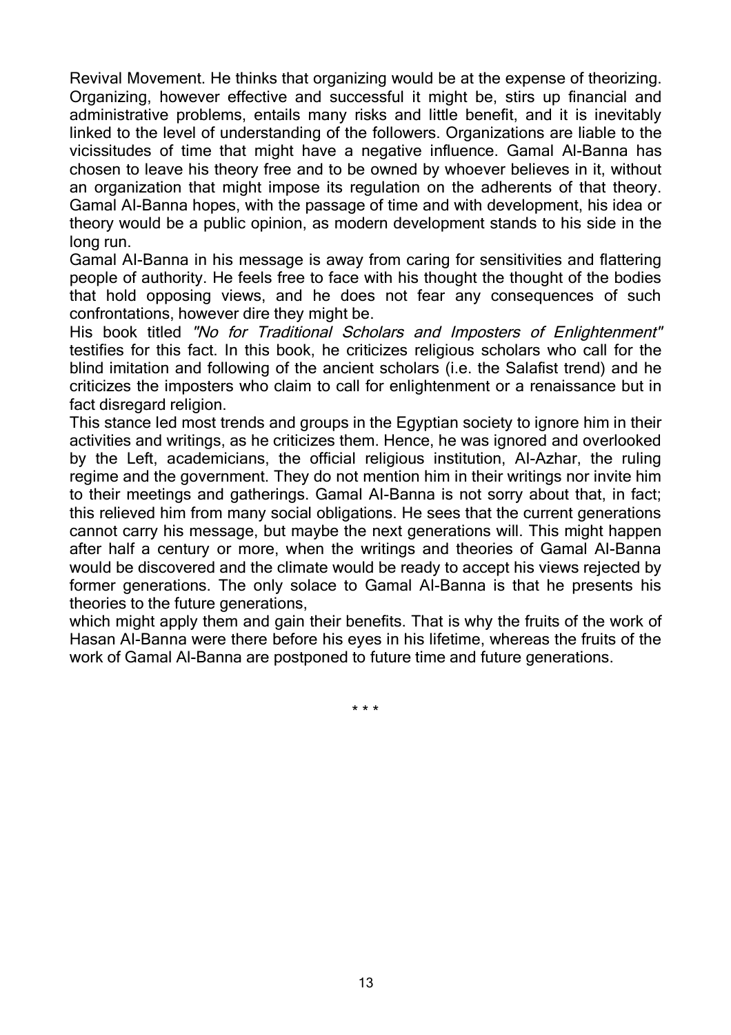Revival Movement. He thinks that organizing would be at the expense of theorizing. Organizing, however effective and successful it might be, stirs up financial and administrative problems, entails many risks and little benefit, and it is inevitably linked to the level of understanding of the followers. Organizations are liable to the vicissitudes of time that might have a negative influence. Gamal Al-Banna has chosen to leave his theory free and to be owned by whoever believes in it, without an organization that might impose its regulation on the adherents of that theory. Gamal Al-Banna hopes, with the passage of time and with development, his idea or theory would be a public opinion, as modern development stands to his side in the long run.

Gamal Al-Banna in his message is away from caring for sensitivities and flattering people of authority. He feels free to face with his thought the thought of the bodies that hold opposing views, and he does not fear any consequences of such confrontations, however dire they might be.

His book titled *"No for Traditional Scholars and Imposters of Enlightenment"* testifies for this fact. In this book, he criticizes religious scholars who call for the blind imitation and following of the ancient scholars (i.e. the Salafist trend) and he criticizes the imposters who claim to call for enlightenment or a renaissance but in fact disregard religion.

This stance led most trends and groups in the Egyptian society to ignore him in their activities and writings, as he criticizes them. Hence, he was ignored and overlooked by the Left, academicians, the official religious institution, Al-Azhar, the ruling regime and the government. They do not mention him in their writings nor invite him to their meetings and gatherings. Gamal Al-Banna is not sorry about that, in fact; this relieved him from many social obligations. He sees that the current generations cannot carry his message, but maybe the next generations will. This might happen after half a century or more, when the writings and theories of Gamal Al-Banna would be discovered and the climate would be ready to accept his views rejected by former generations. The only solace to Gamal Al-Banna is that he presents his theories to the future generations,
which might apply them and gain their benefits. That is why the fruits of the work of Hasan Al-Banna were there before his eyes in his lifetime, whereas the fruits of the work of Gamal Al-Banna are postponed to future time and future generations.

\* \* \*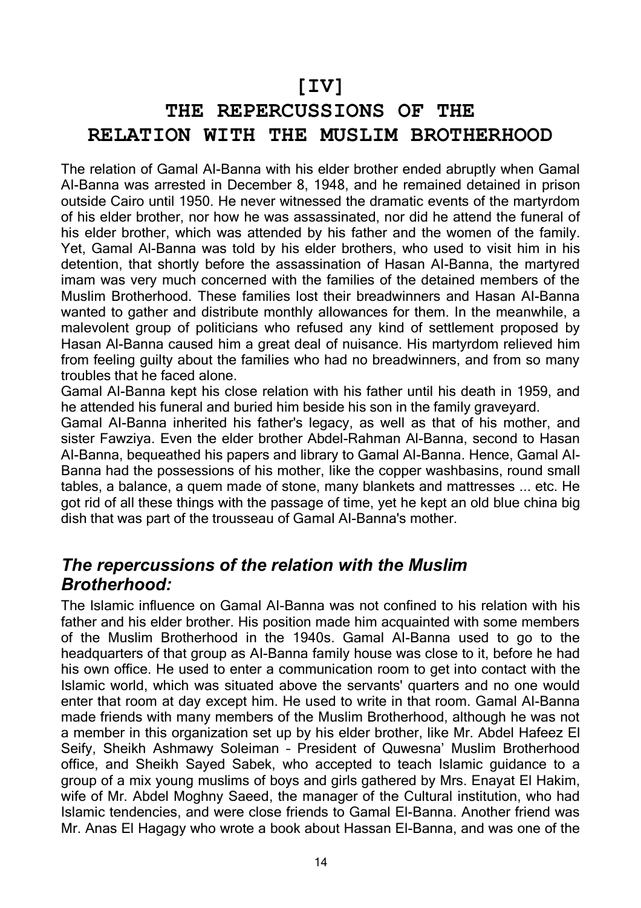# [IV]
# THE REPERCUSSIONS OF THE RELATION WITH THE MUSLIM BROTHERHOOD

The relation of Gamal Al-Banna with his elder brother ended abruptly when Gamal Al-Banna was arrested in December 8, 1948, and he remained detained in prison outside Cairo until 1950. He never witnessed the dramatic events of the martyrdom of his elder brother, nor how he was assassinated, nor did he attend the funeral of his elder brother, which was attended by his father and the women of the family. Yet, Gamal Al-Banna was told by his elder brothers, who used to visit him in his detention, that shortly before the assassination of Hasan Al-Banna, the martyred imam was very much concerned with the families of the detained members of the Muslim Brotherhood. These families lost their breadwinners and Hasan Al-Banna wanted to gather and distribute monthly allowances for them. In the meanwhile, a malevolent group of politicians who refused any kind of settlement proposed by Hasan Al-Banna caused him a great deal of nuisance. His martyrdom relieved him from feeling guilty about the families who had no breadwinners, and from so many troubles that he faced alone.

Gamal Al-Banna kept his close relation with his father until his death in 1959, and he attended his funeral and buried him beside his son in the family graveyard.

Gamal Al-Banna inherited his father's legacy, as well as that of his mother, and sister Fawziya. Even the elder brother Abdel-Rahman Al-Banna, second to Hasan Al-Banna, bequeathed his papers and library to Gamal Al-Banna. Hence, Gamal Al-Banna had the possessions of his mother, like the copper washbasins, round small tables, a balance, a quem made of stone, many blankets and mattresses ... etc. He got rid of all these things with the passage of time, yet he kept an old blue china big dish that was part of the trousseau of Gamal Al-Banna's mother.

## *The repercussions of the relation with the Muslim Brotherhood:*

The Islamic influence on Gamal Al-Banna was not confined to his relation with his father and his elder brother. His position made him acquainted with some members of the Muslim Brotherhood in the 1940s. Gamal Al-Banna used to go to the headquarters of that group as Al-Banna family house was close to it, before he had his own office. He used to enter a communication room to get into contact with the Islamic world, which was situated above the servants' quarters and no one would enter that room at day except him. He used to write in that room. Gamal Al-Banna made friends with many members of the Muslim Brotherhood, although he was not a member in this organization set up by his elder brother, like Mr. Abdel Hafeez El Seify, Sheikh Ashmawy Soleiman – President of Quwesna' Muslim Brotherhood office, and Sheikh Sayed Sabek, who accepted to teach Islamic guidance to a group of a mix young muslims of boys and girls gathered by Mrs. Enayat El Hakim, wife of Mr. Abdel Moghny Saeed, the manager of the Cultural institution, who had Islamic tendencies, and were close friends to Gamal El-Banna. Another friend was Mr. Anas El Hagagy who wrote a book about Hassan El-Banna, and was one of the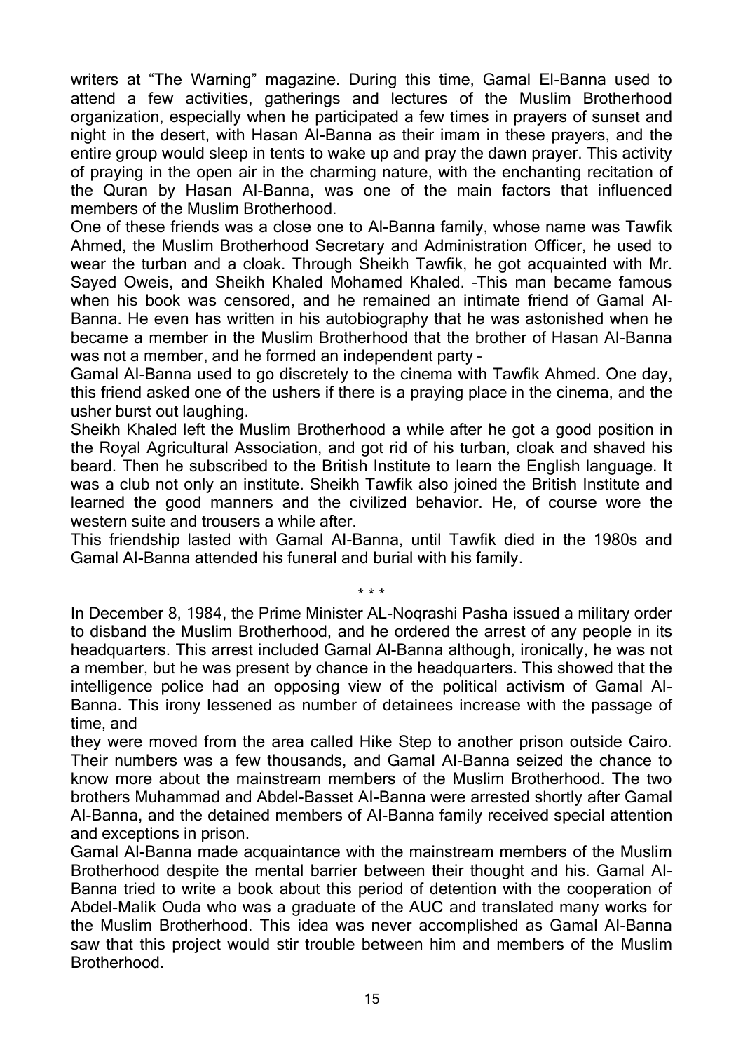writers at “The Warning” magazine. During this time, Gamal El-Banna used to attend a few activities, gatherings and lectures of the Muslim Brotherhood organization, especially when he participated a few times in prayers of sunset and night in the desert, with Hasan Al-Banna as their imam in these prayers, and the entire group would sleep in tents to wake up and pray the dawn prayer. This activity of praying in the open air in the charming nature, with the enchanting recitation of the Quran by Hasan Al-Banna, was one of the main factors that influenced members of the Muslim Brotherhood.

One of these friends was a close one to Al-Banna family, whose name was Tawfik Ahmed, the Muslim Brotherhood Secretary and Administration Officer, he used to wear the turban and a cloak. Through Sheikh Tawfik, he got acquainted with Mr. Sayed Oweis, and Sheikh Khaled Mohamed Khaled. –This man became famous when his book was censored, and he remained an intimate friend of Gamal Al-Banna. He even has written in his autobiography that he was astonished when he became a member in the Muslim Brotherhood that the brother of Hasan Al-Banna was not a member, and he formed an independent party –

Gamal Al-Banna used to go discretely to the cinema with Tawfik Ahmed. One day, this friend asked one of the ushers if there is a praying place in the cinema, and the usher burst out laughing.

Sheikh Khaled left the Muslim Brotherhood a while after he got a good position in the Royal Agricultural Association, and got rid of his turban, cloak and shaved his beard. Then he subscribed to the British Institute to learn the English language. It was a club not only an institute. Sheikh Tawfik also joined the British Institute and learned the good manners and the civilized behavior. He, of course wore the western suite and trousers a while after.

This friendship lasted with Gamal Al-Banna, until Tawfik died in the 1980s and Gamal Al-Banna attended his funeral and burial with his family.

\* \* \*

In December 8, 1984, the Prime Minister AL-Noqrashi Pasha issued a military order to disband the Muslim Brotherhood, and he ordered the arrest of any people in its headquarters. This arrest included Gamal Al-Banna although, ironically, he was not a member, but he was present by chance in the headquarters. This showed that the intelligence police had an opposing view of the political activism of Gamal Al-Banna. This irony lessened as number of detainees increase with the passage of time, and they were moved from the area called Hike Step to another prison outside Cairo. Their numbers was a few thousands, and Gamal Al-Banna seized the chance to know more about the mainstream members of the Muslim Brotherhood. The two brothers Muhammad and Abdel-Basset Al-Banna were arrested shortly after Gamal Al-Banna, and the detained members of Al-Banna family received special attention and exceptions in prison.

Gamal Al-Banna made acquaintance with the mainstream members of the Muslim Brotherhood despite the mental barrier between their thought and his. Gamal Al-Banna tried to write a book about this period of detention with the cooperation of Abdel-Malik Ouda who was a graduate of the AUC and translated many works for the Muslim Brotherhood. This idea was never accomplished as Gamal Al-Banna saw that this project would stir trouble between him and members of the Muslim Brotherhood.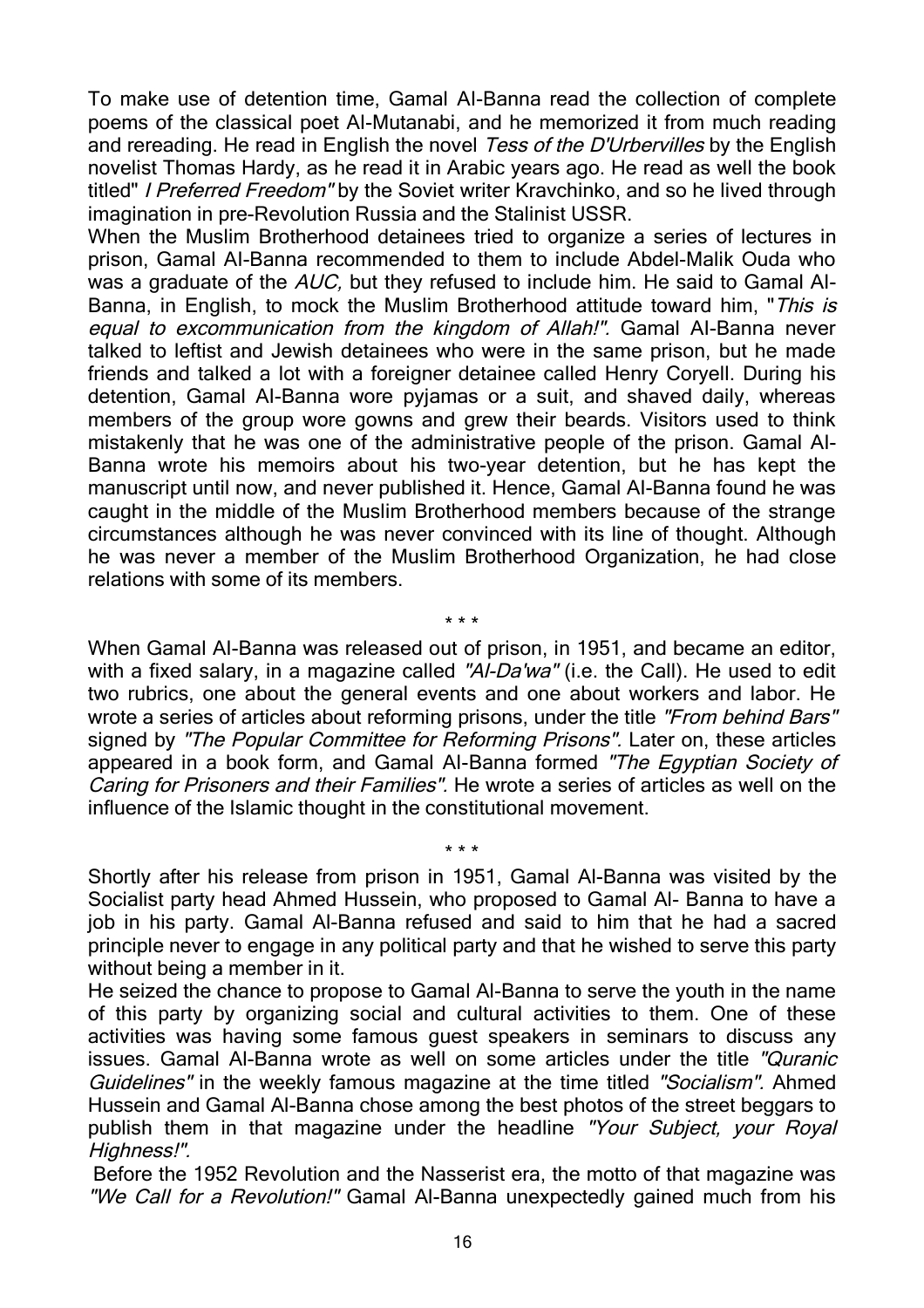To make use of detention time, Gamal Al-Banna read the collection of complete poems of the classical poet Al-Mutanabi, and he memorized it from much reading and rereading. He read in English the novel *Tess of the D'Urbervilles* by the English novelist Thomas Hardy, as he read it in Arabic years ago. He read as well the book titled" *I Preferred Freedom"* by the Soviet writer Kravchinko, and so he lived through imagination in pre-Revolution Russia and the Stalinist USSR.
When the Muslim Brotherhood detainees tried to organize a series of lectures in prison, Gamal Al-Banna recommended to them to include Abdel-Malik Ouda who was a graduate of the *AUC,* but they refused to include him. He said to Gamal Al-Banna, in English, to mock the Muslim Brotherhood attitude toward him, "*This is equal to excommunication from the kingdom of Allah!".* Gamal Al-Banna never talked to leftist and Jewish detainees who were in the same prison, but he made friends and talked a lot with a foreigner detainee called Henry Coryell. During his detention, Gamal Al-Banna wore pyjamas or a suit, and shaved daily, whereas members of the group wore gowns and grew their beards. Visitors used to think mistakenly that he was one of the administrative people of the prison. Gamal Al-Banna wrote his memoirs about his two-year detention, but he has kept the manuscript until now, and never published it. Hence, Gamal Al-Banna found he was caught in the middle of the Muslim Brotherhood members because of the strange circumstances although he was never convinced with its line of thought. Although he was never a member of the Muslim Brotherhood Organization, he had close relations with some of its members.

\* \* \*

When Gamal Al-Banna was released out of prison, in 1951, and became an editor, with a fixed salary, in a magazine called *"Al-Da'wa"* (i.e. the Call). He used to edit two rubrics, one about the general events and one about workers and labor. He wrote a series of articles about reforming prisons, under the title *"From behind Bars"* signed by *"The Popular Committee for Reforming Prisons".* Later on, these articles appeared in a book form, and Gamal Al-Banna formed *"The Egyptian Society of Caring for Prisoners and their Families".* He wrote a series of articles as well on the influence of the Islamic thought in the constitutional movement.

\* \* \*

Shortly after his release from prison in 1951, Gamal Al-Banna was visited by the Socialist party head Ahmed Hussein, who proposed to Gamal Al- Banna to have a job in his party. Gamal Al-Banna refused and said to him that he had a sacred principle never to engage in any political party and that he wished to serve this party without being a member in it.
He seized the chance to propose to Gamal Al-Banna to serve the youth in the name of this party by organizing social and cultural activities to them. One of these activities was having some famous guest speakers in seminars to discuss any issues. Gamal Al-Banna wrote as well on some articles under the title *"Quranic Guidelines"* in the weekly famous magazine at the time titled *"Socialism".* Ahmed Hussein and Gamal Al-Banna chose among the best photos of the street beggars to publish them in that magazine under the headline *"Your Subject, your Royal Highness!".*
Before the 1952 Revolution and the Nasserist era, the motto of that magazine was *"We Call for a Revolution!"* Gamal Al-Banna unexpectedly gained much from his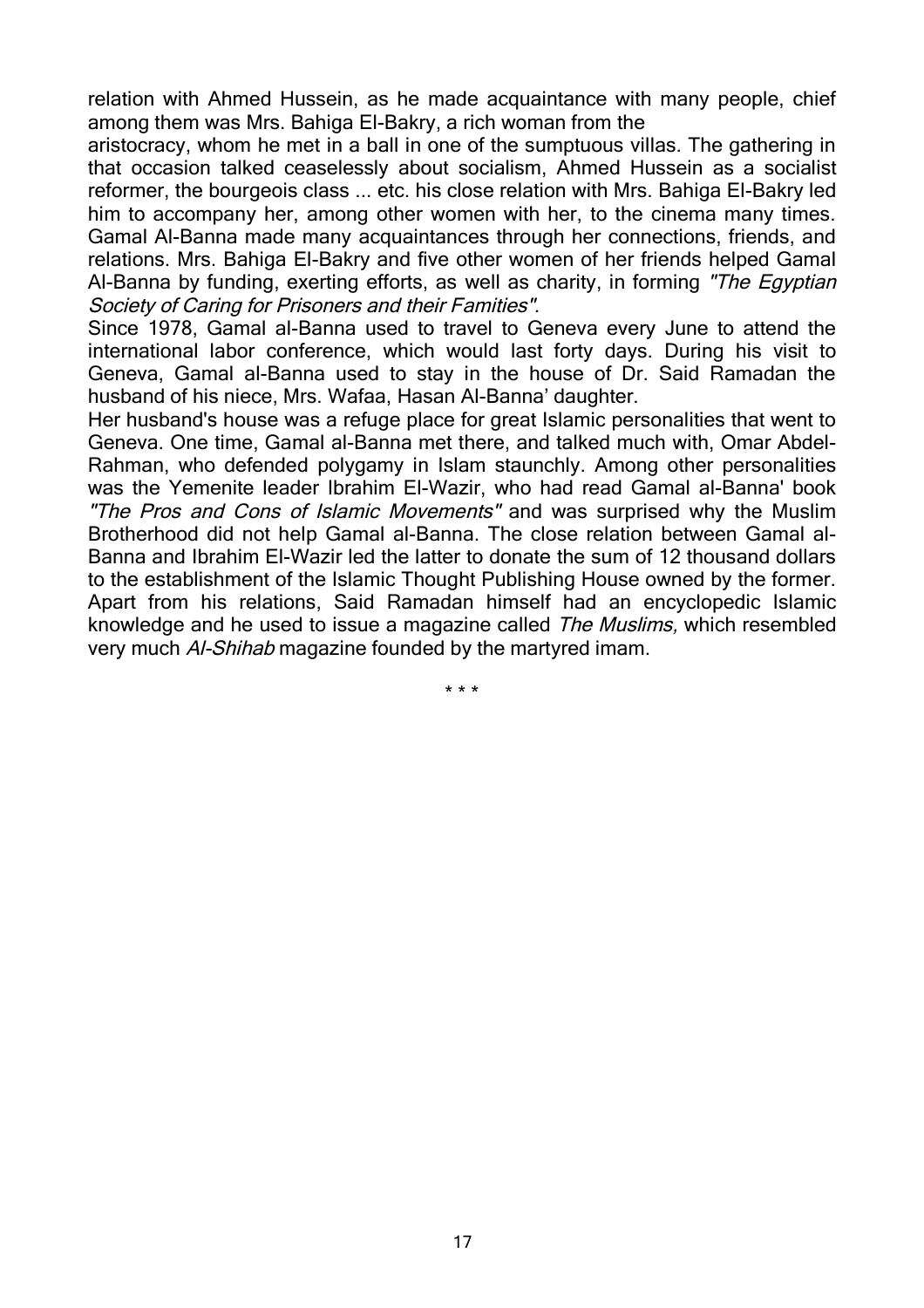relation with Ahmed Hussein, as he made acquaintance with many people, chief among them was Mrs. Bahiga El-Bakry, a rich woman from the aristocracy, whom he met in a ball in one of the sumptuous villas. The gathering in that occasion talked ceaselessly about socialism, Ahmed Hussein as a socialist reformer, the bourgeois class ... etc. his close relation with Mrs. Bahiga El-Bakry led him to accompany her, among other women with her, to the cinema many times. Gamal Al-Banna made many acquaintances through her connections, friends, and relations. Mrs. Bahiga El-Bakry and five other women of her friends helped Gamal Al-Banna by funding, exerting efforts, as well as charity, in forming *"The Egyptian Society of Caring for Prisoners and their Famities".*

Since 1978, Gamal al-Banna used to travel to Geneva every June to attend the international labor conference, which would last forty days. During his visit to Geneva, Gamal al-Banna used to stay in the house of Dr. Said Ramadan the husband of his niece, Mrs. Wafaa, Hasan Al-Banna' daughter.

Her husband's house was a refuge place for great Islamic personalities that went to Geneva. One time, Gamal al-Banna met there, and talked much with, Omar Abdel-Rahman, who defended polygamy in Islam staunchly. Among other personalities was the Yemenite leader Ibrahim El-Wazir, who had read Gamal al-Banna' book *"The Pros and Cons of Islamic Movements"* and was surprised why the Muslim Brotherhood did not help Gamal al-Banna. The close relation between Gamal al-Banna and Ibrahim El-Wazir led the latter to donate the sum of 12 thousand dollars to the establishment of the Islamic Thought Publishing House owned by the former. Apart from his relations, Said Ramadan himself had an encyclopedic Islamic knowledge and he used to issue a magazine called *The Muslims,* which resembled very much *Al-Shihab* magazine founded by the martyred imam.

\* \* \*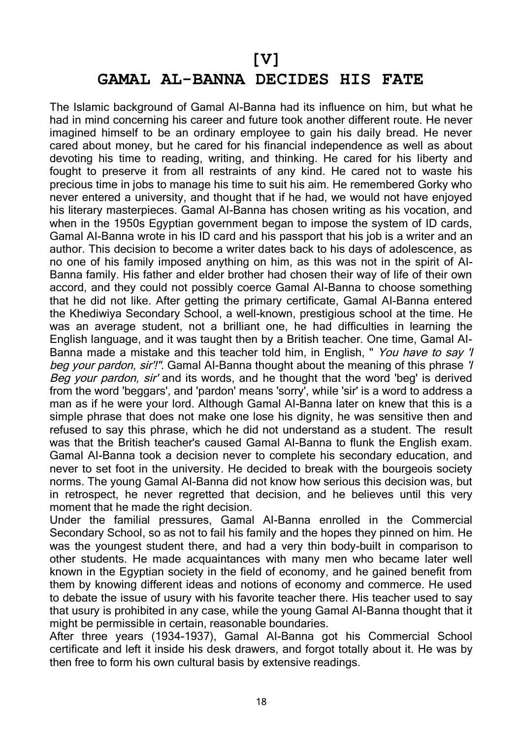# [V]

# GAMAL AL-BANNA DECIDES HIS FATE

The Islamic background of Gamal Al-Banna had its influence on him, but what he had in mind concerning his career and future took another different route. He never imagined himself to be an ordinary employee to gain his daily bread. He never cared about money, but he cared for his financial independence as well as about devoting his time to reading, writing, and thinking. He cared for his liberty and fought to preserve it from all restraints of any kind. He cared not to waste his precious time in jobs to manage his time to suit his aim. He remembered Gorky who never entered a university, and thought that if he had, we would not have enjoyed his literary masterpieces. Gamal Al-Banna has chosen writing as his vocation, and when in the 1950s Egyptian government began to impose the system of ID cards, Gamal Al-Banna wrote in his ID card and his passport that his job is a writer and an author. This decision to become a writer dates back to his days of adolescence, as no one of his family imposed anything on him, as this was not in the spirit of Al-Banna family. His father and elder brother had chosen their way of life of their own accord, and they could not possibly coerce Gamal Al-Banna to choose something that he did not like. After getting the primary certificate, Gamal Al-Banna entered the Khediwiya Secondary School, a well-known, prestigious school at the time. He was an average student, not a brilliant one, he had difficulties in learning the English language, and it was taught then by a British teacher. One time, Gamal Al-Banna made a mistake and this teacher told him, in English, " *You have to say 'I beg your pardon, sir'!"*. Gamal Al-Banna thought about the meaning of this phrase *'I Beg your pardon, sir'* and its words, and he thought that the word 'beg' is derived from the word 'beggars', and 'pardon' means 'sorry', while 'sir' is a word to address a man as if he were your lord. Although Gamal Al-Banna later on knew that this is a simple phrase that does not make one lose his dignity, he was sensitive then and refused to say this phrase, which he did not understand as a student. The result was that the British teacher's caused Gamal Al-Banna to flunk the English exam. Gamal Al-Banna took a decision never to complete his secondary education, and never to set foot in the university. He decided to break with the bourgeois society norms. The young Gamal Al-Banna did not know how serious this decision was, but in retrospect, he never regretted that decision, and he believes until this very moment that he made the right decision.

Under the familial pressures, Gamal Al-Banna enrolled in the Commercial Secondary School, so as not to fail his family and the hopes they pinned on him. He was the youngest student there, and had a very thin body-built in comparison to other students. He made acquaintances with many men who became later well known in the Egyptian society in the field of economy, and he gained benefit from them by knowing different ideas and notions of economy and commerce. He used to debate the issue of usury with his favorite teacher there. His teacher used to say that usury is prohibited in any case, while the young Gamal Al-Banna thought that it might be permissible in certain, reasonable boundaries.

After three years (1934-1937), Gamal Al-Banna got his Commercial School certificate and left it inside his desk drawers, and forgot totally about it. He was by then free to form his own cultural basis by extensive readings.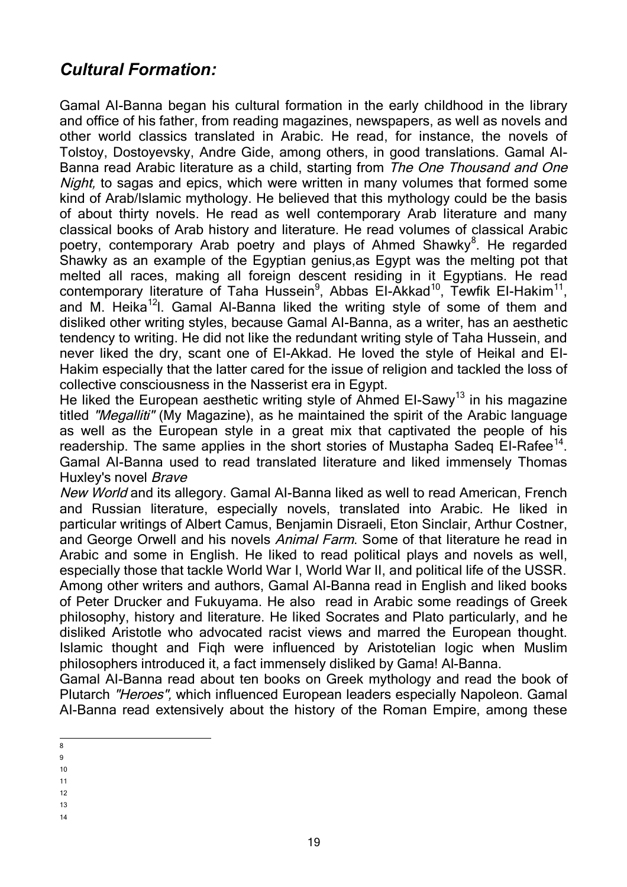## *Cultural Formation:*

Gamal Al-Banna began his cultural formation in the early childhood in the library and office of his father, from reading magazines, newspapers, as well as novels and other world classics translated in Arabic. He read, for instance, the novels of Tolstoy, Dostoyevsky, Andre Gide, among others, in good translations. Gamal Al-Banna read Arabic literature as a child, starting from *The One Thousand and One Night,* to sagas and epics, which were written in many volumes that formed some kind of Arab/Islamic mythology. He believed that this mythology could be the basis of about thirty novels. He read as well contemporary Arab literature and many classical books of Arab history and literature. He read volumes of classical Arabic poetry, contemporary Arab poetry and plays of Ahmed Shawky[8]. He regarded Shawky as an example of the Egyptian genius,as Egypt was the melting pot that melted all races, making all foreign descent residing in it Egyptians. He read contemporary literature of Taha Hussein[9], Abbas El-Akkad[10], Tewfik El-Hakim[11], and M. Heika[12]l. Gamal Al-Banna liked the writing style of some of them and disliked other writing styles, because Gamal Al-Banna, as a writer, has an aesthetic tendency to writing. He did not like the redundant writing style of Taha Hussein, and never liked the dry, scant one of El-Akkad. He loved the style of Heikal and El-Hakim especially that the latter cared for the issue of religion and tackled the loss of collective consciousness in the Nasserist era in Egypt.

He liked the European aesthetic writing style of Ahmed El-Sawy[13] in his magazine titled *"Megalliti"* (My Magazine), as he maintained the spirit of the Arabic language as well as the European style in a great mix that captivated the people of his readership. The same applies in the short stories of Mustapha Sadeq El-Rafee[14]. Gamal Al-Banna used to read translated literature and liked immensely Thomas Huxley's novel *Brave New World* and its allegory. Gamal Al-Banna liked as well to read American, French and Russian literature, especially novels, translated into Arabic. He liked in particular writings of Albert Camus, Benjamin Disraeli, Eton Sinclair, Arthur Costner, and George Orwell and his novels *Animal Farm*. Some of that literature he read in Arabic and some in English. He liked to read political plays and novels as well, especially those that tackle World War I, World War II, and political life of the USSR. Among other writers and authors, Gamal Al-Banna read in English and liked books of Peter Drucker and Fukuyama. He also read in Arabic some readings of Greek philosophy, history and literature. He liked Socrates and Plato particularly, and he disliked Aristotle who advocated racist views and marred the European thought. Islamic thought and Fiqh were influenced by Aristotelian logic when Muslim philosophers introduced it, a fact immensely disliked by Gama! Al-Banna.

Gamal Al-Banna read about ten books on Greek mythology and read the book of Plutarch *"Heroes",* which influenced European leaders especially Napoleon. Gamal Al-Banna read extensively about the history of the Roman Empire, among these

8
9
10
11
12
13
14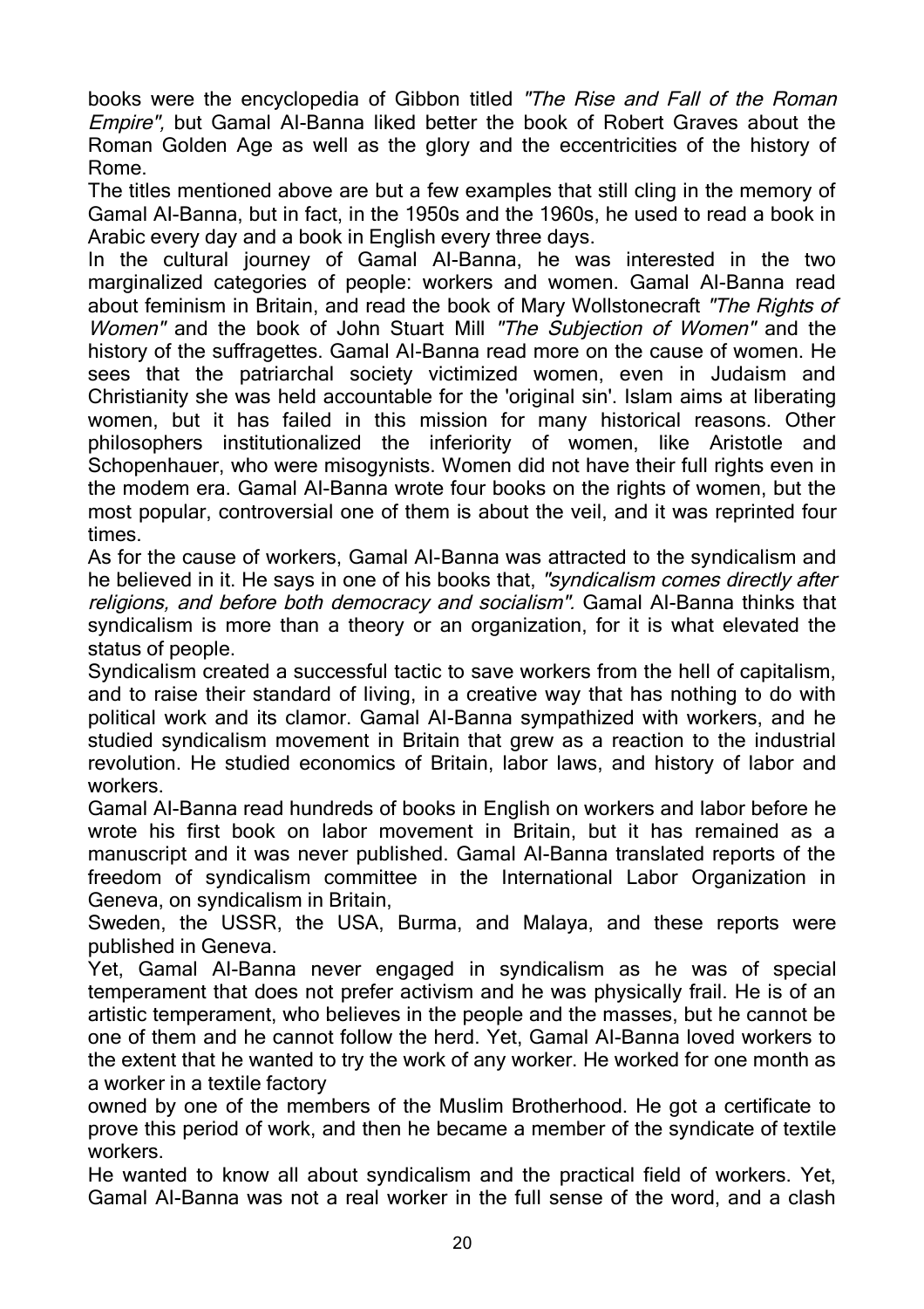books were the encyclopedia of Gibbon titled *"The Rise and Fall of the Roman Empire",* but Gamal Al-Banna liked better the book of Robert Graves about the Roman Golden Age as well as the glory and the eccentricities of the history of Rome.

The titles mentioned above are but a few examples that still cling in the memory of Gamal Al-Banna, but in fact, in the 1950s and the 1960s, he used to read a book in Arabic every day and a book in English every three days.

In the cultural journey of Gamal Al-Banna, he was interested in the two marginalized categories of people: workers and women. Gamal Al-Banna read about feminism in Britain, and read the book of Mary Wollstonecraft *"The Rights of Women"* and the book of John Stuart Mill *"The Subjection of Women"* and the history of the suffragettes. Gamal Al-Banna read more on the cause of women. He sees that the patriarchal society victimized women, even in Judaism and Christianity she was held accountable for the 'original sin'. Islam aims at liberating women, but it has failed in this mission for many historical reasons. Other philosophers institutionalized the inferiority of women, like Aristotle and Schopenhauer, who were misogynists. Women did not have their full rights even in the modem era. Gamal Al-Banna wrote four books on the rights of women, but the most popular, controversial one of them is about the veil, and it was reprinted four times.

As for the cause of workers, Gamal Al-Banna was attracted to the syndicalism and he believed in it. He says in one of his books that, *"syndicalism comes directly after religions, and before both democracy and socialism"*. Gamal Al-Banna thinks that syndicalism is more than a theory or an organization, for it is what elevated the status of people.

Syndicalism created a successful tactic to save workers from the hell of capitalism, and to raise their standard of living, in a creative way that has nothing to do with political work and its clamor. Gamal Al-Banna sympathized with workers, and he studied syndicalism movement in Britain that grew as a reaction to the industrial revolution. He studied economics of Britain, labor laws, and history of labor and workers.

Gamal Al-Banna read hundreds of books in English on workers and labor before he wrote his first book on labor movement in Britain, but it has remained as a manuscript and it was never published. Gamal Al-Banna translated reports of the freedom of syndicalism committee in the International Labor Organization in Geneva, on syndicalism in Britain, Sweden, the USSR, the USA, Burma, and Malaya, and these reports were published in Geneva.

Yet, Gamal Al-Banna never engaged in syndicalism as he was of special temperament that does not prefer activism and he was physically frail. He is of an artistic temperament, who believes in the people and the masses, but he cannot be one of them and he cannot follow the herd. Yet, Gamal Al-Banna loved workers to the extent that he wanted to try the work of any worker. He worked for one month as a worker in a textile factory owned by one of the members of the Muslim Brotherhood. He got a certificate to prove this period of work, and then he became a member of the syndicate of textile workers.

He wanted to know all about syndicalism and the practical field of workers. Yet, Gamal Al-Banna was not a real worker in the full sense of the word, and a clash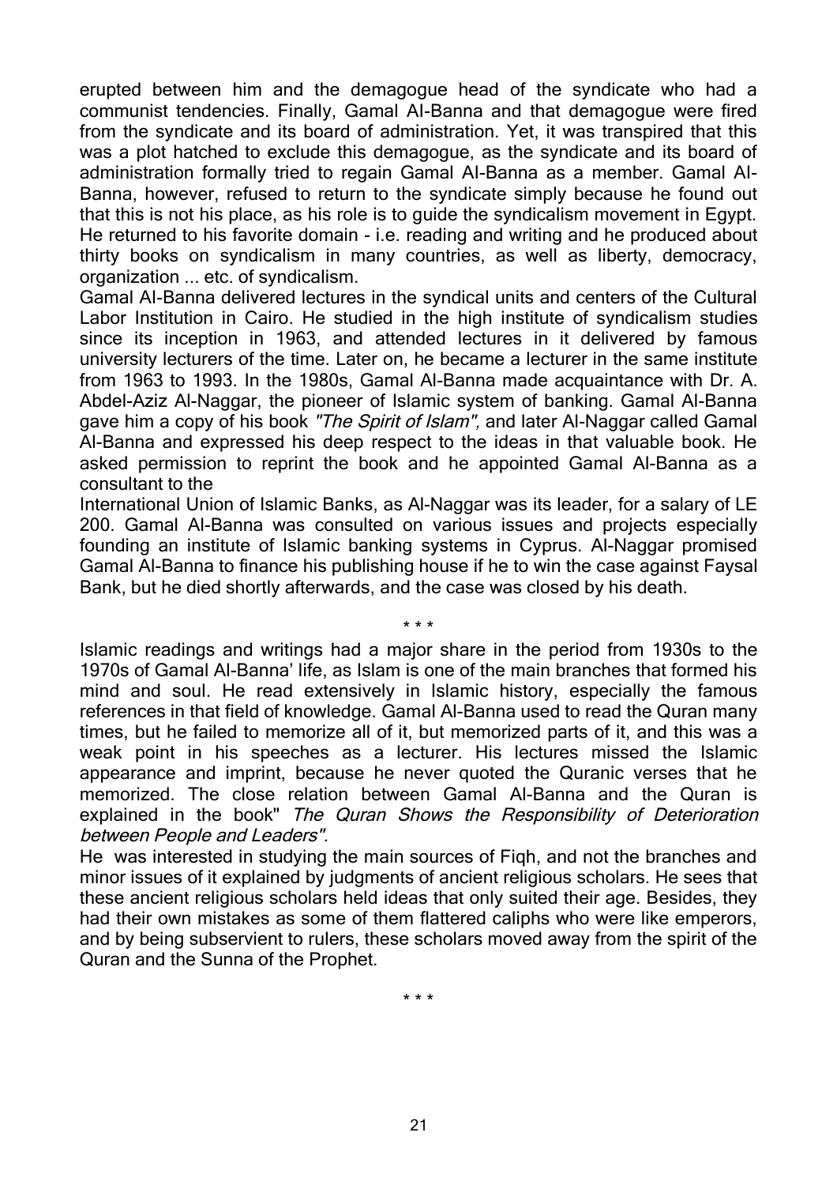erupted between him and the demagogue head of the syndicate who had a communist tendencies. Finally, Gamal Al-Banna and that demagogue were fired from the syndicate and its board of administration. Yet, it was transpired that this was a plot hatched to exclude this demagogue, as the syndicate and its board of administration formally tried to regain Gamal Al-Banna as a member. Gamal Al-Banna, however, refused to return to the syndicate simply because he found out that this is not his place, as his role is to guide the syndicalism movement in Egypt. He returned to his favorite domain - i.e. reading and writing and he produced about thirty books on syndicalism in many countries, as well as liberty, democracy, organization ... etc. of syndicalism.

Gamal Al-Banna delivered lectures in the syndical units and centers of the Cultural Labor Institution in Cairo. He studied in the high institute of syndicalism studies since its inception in 1963, and attended lectures in it delivered by famous university lecturers of the time. Later on, he became a lecturer in the same institute from 1963 to 1993. In the 1980s, Gamal Al-Banna made acquaintance with Dr. A. Abdel-Aziz Al-Naggar, the pioneer of Islamic system of banking. Gamal Al-Banna gave him a copy of his book *"The Spirit of Islam",* and later Al-Naggar called Gamal Al-Banna and expressed his deep respect to the ideas in that valuable book. He asked permission to reprint the book and he appointed Gamal Al-Banna as a consultant to the International Union of Islamic Banks, as Al-Naggar was its leader, for a salary of LE 200. Gamal Al-Banna was consulted on various issues and projects especially founding an institute of Islamic banking systems in Cyprus. Al-Naggar promised Gamal Al-Banna to finance his publishing house if he to win the case against Faysal Bank, but he died shortly afterwards, and the case was closed by his death.

\* \* \*

Islamic readings and writings had a major share in the period from 1930s to the 1970s of Gamal Al-Banna' life, as Islam is one of the main branches that formed his mind and soul. He read extensively in Islamic history, especially the famous references in that field of knowledge. Gamal Al-Banna used to read the Quran many times, but he failed to memorize all of it, but memorized parts of it, and this was a weak point in his speeches as a lecturer. His lectures missed the Islamic appearance and imprint, because he never quoted the Quranic verses that he memorized. The close relation between Gamal Al-Banna and the Quran is explained in the book" *The Quran Shows the Responsibility of Deterioration between People and Leaders".*

He was interested in studying the main sources of Fiqh, and not the branches and minor issues of it explained by judgments of ancient religious scholars. He sees that these ancient religious scholars held ideas that only suited their age. Besides, they had their own mistakes as some of them flattered caliphs who were like emperors, and by being subservient to rulers, these scholars moved away from the spirit of the Quran and the Sunna of the Prophet.

\* \* \*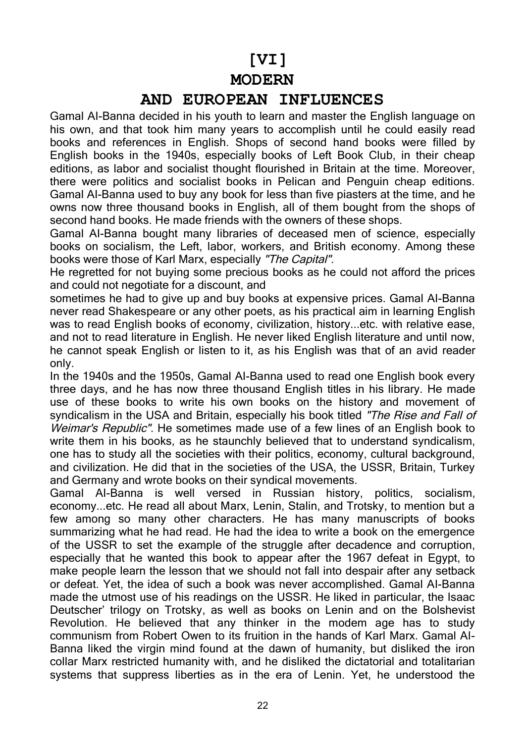# [VI]
# MODERN
# AND EUROPEAN INFLUENCES

Gamal Al-Banna decided in his youth to learn and master the English language on his own, and that took him many years to accomplish until he could easily read books and references in English. Shops of second hand books were filled by English books in the 1940s, especially books of Left Book Club, in their cheap editions, as labor and socialist thought flourished in Britain at the time. Moreover, there were politics and socialist books in Pelican and Penguin cheap editions. Gamal Al-Banna used to buy any book for less than five piasters at the time, and he owns now three thousand books in English, all of them bought from the shops of second hand books. He made friends with the owners of these shops.

Gamal Al-Banna bought many libraries of deceased men of science, especially books on socialism, the Left, labor, workers, and British economy. Among these books were those of Karl Marx, especially *"The Capital"*.

He regretted for not buying some precious books as he could not afford the prices and could not negotiate for a discount, and

sometimes he had to give up and buy books at expensive prices. Gamal Al-Banna never read Shakespeare or any other poets, as his practical aim in learning English was to read English books of economy, civilization, history...etc. with relative ease, and not to read literature in English. He never liked English literature and until now, he cannot speak English or listen to it, as his English was that of an avid reader only.

In the 1940s and the 1950s, Gamal Al-Banna used to read one English book every three days, and he has now three thousand English titles in his library. He made use of these books to write his own books on the history and movement of syndicalism in the USA and Britain, especially his book titled *"The Rise and Fall of Weimar's Republic"*. He sometimes made use of a few lines of an English book to write them in his books, as he staunchly believed that to understand syndicalism, one has to study all the societies with their politics, economy, cultural background, and civilization. He did that in the societies of the USA, the USSR, Britain, Turkey and Germany and wrote books on their syndical movements.

Gamal Al-Banna is well versed in Russian history, politics, socialism, economy...etc. He read all about Marx, Lenin, Stalin, and Trotsky, to mention but a few among so many other characters. He has many manuscripts of books summarizing what he had read. He had the idea to write a book on the emergence of the USSR to set the example of the struggle after decadence and corruption, especially that he wanted this book to appear after the 1967 defeat in Egypt, to make people learn the lesson that we should not fall into despair after any setback or defeat. Yet, the idea of such a book was never accomplished. Gamal Al-Banna made the utmost use of his readings on the USSR. He liked in particular, the Isaac Deutscher' trilogy on Trotsky, as well as books on Lenin and on the Bolshevist Revolution. He believed that any thinker in the modem age has to study communism from Robert Owen to its fruition in the hands of Karl Marx. Gamal Al-Banna liked the virgin mind found at the dawn of humanity, but disliked the iron collar Marx restricted humanity with, and he disliked the dictatorial and totalitarian systems that suppress liberties as in the era of Lenin. Yet, he understood the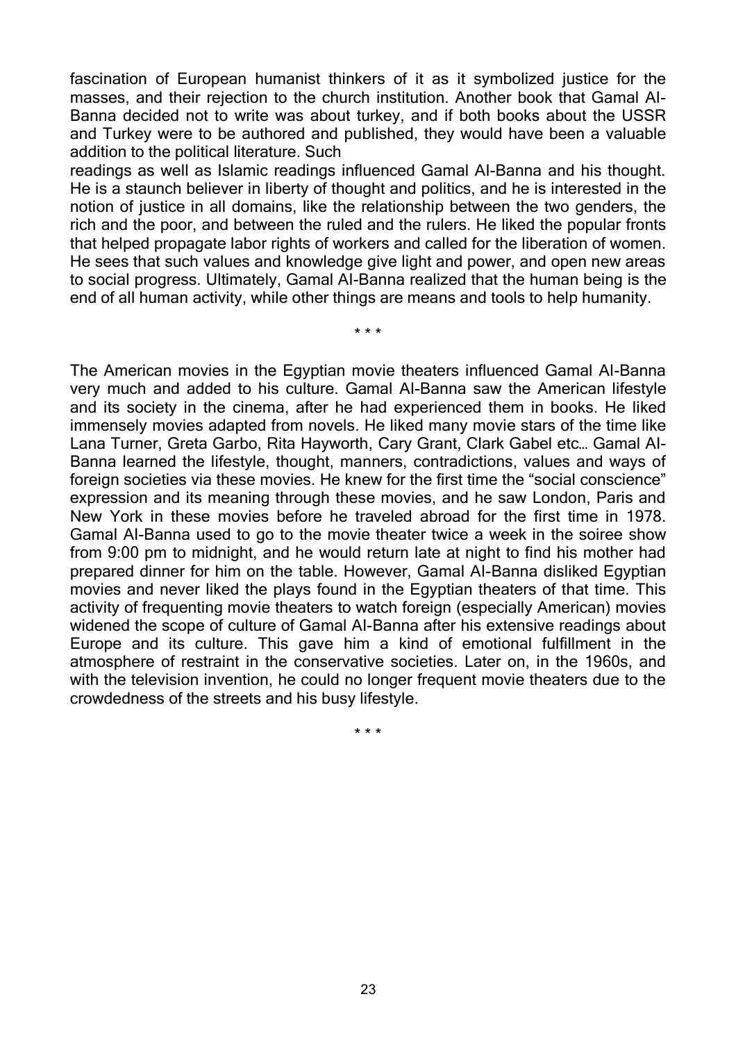fascination of European humanist thinkers of it as it symbolized justice for the masses, and their rejection to the church institution. Another book that Gamal Al-Banna decided not to write was about turkey, and if both books about the USSR and Turkey were to be authored and published, they would have been a valuable addition to the political literature. Such
readings as well as Islamic readings influenced Gamal Al-Banna and his thought. He is a staunch believer in liberty of thought and politics, and he is interested in the notion of justice in all domains, like the relationship between the two genders, the rich and the poor, and between the ruled and the rulers. He liked the popular fronts that helped propagate labor rights of workers and called for the liberation of women. He sees that such values and knowledge give light and power, and open new areas to social progress. Ultimately, Gamal Al-Banna realized that the human being is the end of all human activity, while other things are means and tools to help humanity.

\* \* \*

The American movies in the Egyptian movie theaters influenced Gamal Al-Banna very much and added to his culture. Gamal Al-Banna saw the American lifestyle and its society in the cinema, after he had experienced them in books. He liked immensely movies adapted from novels. He liked many movie stars of the time like Lana Turner, Greta Garbo, Rita Hayworth, Cary Grant, Clark Gabel etc… Gamal Al-Banna learned the lifestyle, thought, manners, contradictions, values and ways of foreign societies via these movies. He knew for the first time the "social conscience" expression and its meaning through these movies, and he saw London, Paris and New York in these movies before he traveled abroad for the first time in 1978. Gamal Al-Banna used to go to the movie theater twice a week in the soiree show from 9:00 pm to midnight, and he would return late at night to find his mother had prepared dinner for him on the table. However, Gamal Al-Banna disliked Egyptian movies and never liked the plays found in the Egyptian theaters of that time. This activity of frequenting movie theaters to watch foreign (especially American) movies widened the scope of culture of Gamal Al-Banna after his extensive readings about Europe and its culture. This gave him a kind of emotional fulfillment in the atmosphere of restraint in the conservative societies. Later on, in the 1960s, and with the television invention, he could no longer frequent movie theaters due to the crowdedness of the streets and his busy lifestyle.

\* \* \*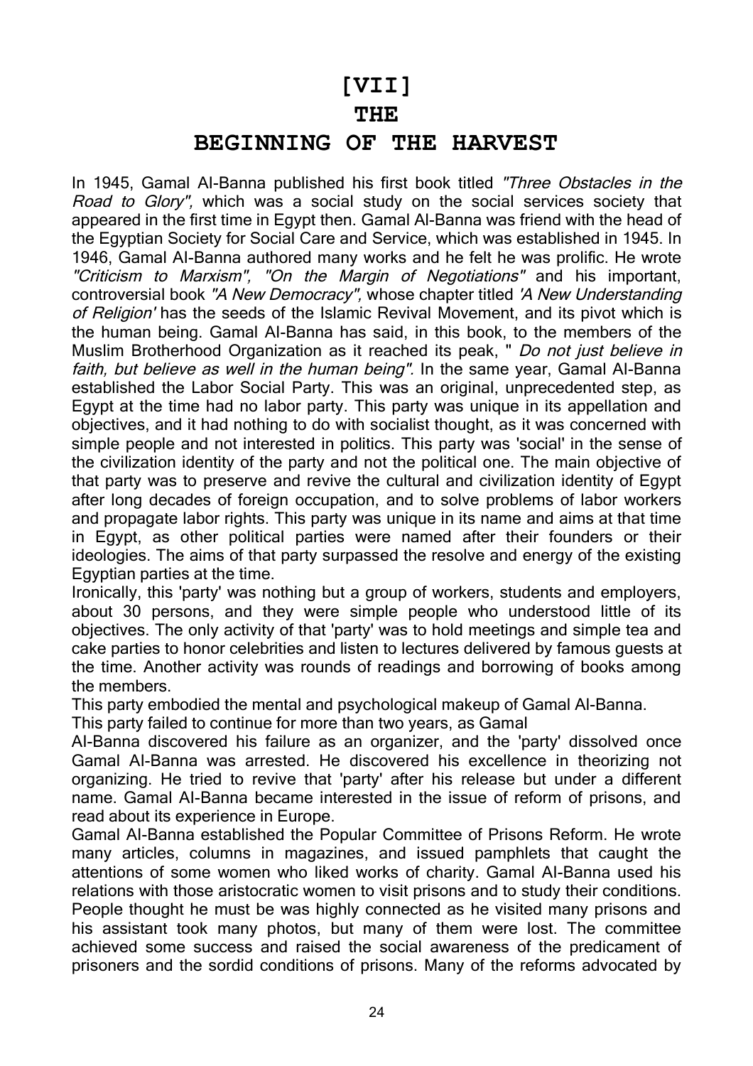# [VII]
# THE
# BEGINNING OF THE HARVEST

In 1945, Gamal Al-Banna published his first book titled *"Three Obstacles in the Road to Glory"*, which was a social study on the social services society that appeared in the first time in Egypt then. Gamal Al-Banna was friend with the head of the Egyptian Society for Social Care and Service, which was established in 1945. In 1946, Gamal Al-Banna authored many works and he felt he was prolific. He wrote *"Criticism to Marxism"*, *"On the Margin of Negotiations"* and his important, controversial book *"A New Democracy"*, whose chapter titled *'A New Understanding of Religion'* has the seeds of the Islamic Revival Movement, and its pivot which is the human being. Gamal Al-Banna has said, in this book, to the members of the Muslim Brotherhood Organization as it reached its peak, " *Do not just believe in faith, but believe as well in the human being"*. In the same year, Gamal Al-Banna established the Labor Social Party. This was an original, unprecedented step, as Egypt at the time had no labor party. This party was unique in its appellation and objectives, and it had nothing to do with socialist thought, as it was concerned with simple people and not interested in politics. This party was 'social' in the sense of the civilization identity of the party and not the political one. The main objective of that party was to preserve and revive the cultural and civilization identity of Egypt after long decades of foreign occupation, and to solve problems of labor workers and propagate labor rights. This party was unique in its name and aims at that time in Egypt, as other political parties were named after their founders or their ideologies. The aims of that party surpassed the resolve and energy of the existing Egyptian parties at the time.

Ironically, this 'party' was nothing but a group of workers, students and employers, about 30 persons, and they were simple people who understood little of its objectives. The only activity of that 'party' was to hold meetings and simple tea and cake parties to honor celebrities and listen to lectures delivered by famous guests at the time. Another activity was rounds of readings and borrowing of books among the members.

This party embodied the mental and psychological makeup of Gamal Al-Banna.

This party failed to continue for more than two years, as Gamal Al-Banna discovered his failure as an organizer, and the 'party' dissolved once Gamal Al-Banna was arrested. He discovered his excellence in theorizing not organizing. He tried to revive that 'party' after his release but under a different name. Gamal Al-Banna became interested in the issue of reform of prisons, and read about its experience in Europe.

Gamal Al-Banna established the Popular Committee of Prisons Reform. He wrote many articles, columns in magazines, and issued pamphlets that caught the attentions of some women who liked works of charity. Gamal Al-Banna used his relations with those aristocratic women to visit prisons and to study their conditions. People thought he must be was highly connected as he visited many prisons and his assistant took many photos, but many of them were lost. The committee achieved some success and raised the social awareness of the predicament of prisoners and the sordid conditions of prisons. Many of the reforms advocated by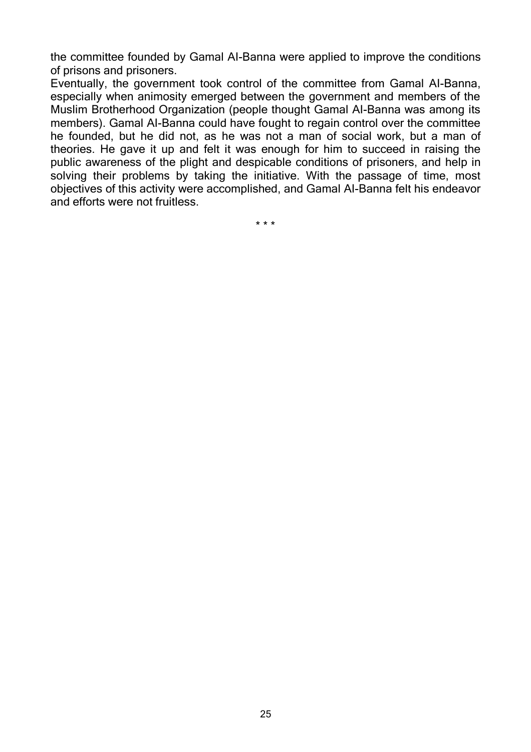the committee founded by Gamal Al-Banna were applied to improve the conditions of prisons and prisoners.

Eventually, the government took control of the committee from Gamal Al-Banna, especially when animosity emerged between the government and members of the Muslim Brotherhood Organization (people thought Gamal Al-Banna was among its members). Gamal Al-Banna could have fought to regain control over the committee he founded, but he did not, as he was not a man of social work, but a man of theories. He gave it up and felt it was enough for him to succeed in raising the public awareness of the plight and despicable conditions of prisoners, and help in solving their problems by taking the initiative. With the passage of time, most objectives of this activity were accomplished, and Gamal Al-Banna felt his endeavor and efforts were not fruitless.

* * *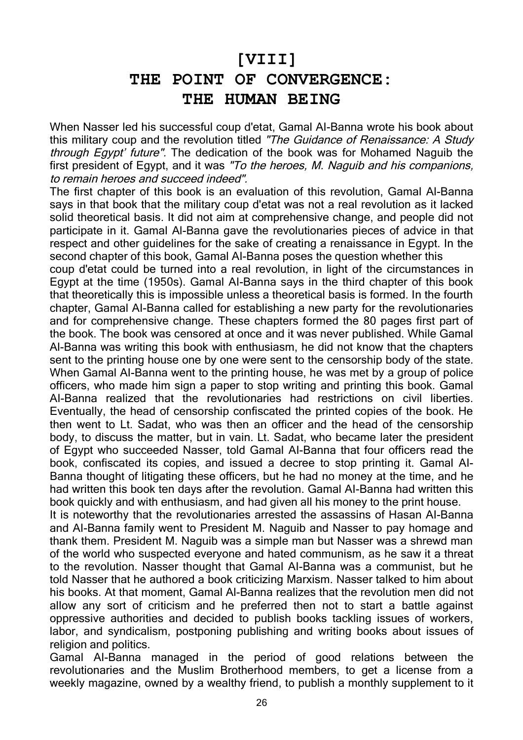# [VIII]
# THE POINT OF CONVERGENCE: THE HUMAN BEING

When Nasser led his successful coup d'etat, Gamal Al-Banna wrote his book about this military coup and the revolution titled *"The Guidance of Renaissance: A Study through Egypt' future"*. The dedication of the book was for Mohamed Naguib the first president of Egypt, and it was *"To the heroes, M. Naguib and his companions, to remain heroes and succeed indeed"*.

The first chapter of this book is an evaluation of this revolution, Gamal Al-Banna says in that book that the military coup d'etat was not a real revolution as it lacked solid theoretical basis. It did not aim at comprehensive change, and people did not participate in it. Gamal Al-Banna gave the revolutionaries pieces of advice in that respect and other guidelines for the sake of creating a renaissance in Egypt. In the second chapter of this book, Gamal Al-Banna poses the question whether this coup d'etat could be turned into a real revolution, in light of the circumstances in Egypt at the time (1950s). Gamal Al-Banna says in the third chapter of this book that theoretically this is impossible unless a theoretical basis is formed. In the fourth chapter, Gamal Al-Banna called for establishing a new party for the revolutionaries and for comprehensive change. These chapters formed the 80 pages first part of the book. The book was censored at once and it was never published. While Gamal Al-Banna was writing this book with enthusiasm, he did not know that the chapters sent to the printing house one by one were sent to the censorship body of the state. When Gamal Al-Banna went to the printing house, he was met by a group of police officers, who made him sign a paper to stop writing and printing this book. Gamal Al-Banna realized that the revolutionaries had restrictions on civil liberties. Eventually, the head of censorship confiscated the printed copies of the book. He then went to Lt. Sadat, who was then an officer and the head of the censorship body, to discuss the matter, but in vain. Lt. Sadat, who became later the president of Egypt who succeeded Nasser, told Gamal Al-Banna that four officers read the book, confiscated its copies, and issued a decree to stop printing it. Gamal Al-Banna thought of litigating these officers, but he had no money at the time, and he had written this book ten days after the revolution. Gamal Al-Banna had written this book quickly and with enthusiasm, and had given all his money to the print house.

It is noteworthy that the revolutionaries arrested the assassins of Hasan Al-Banna and Al-Banna family went to President M. Naguib and Nasser to pay homage and thank them. President M. Naguib was a simple man but Nasser was a shrewd man of the world who suspected everyone and hated communism, as he saw it a threat to the revolution. Nasser thought that Gamal Al-Banna was a communist, but he told Nasser that he authored a book criticizing Marxism. Nasser talked to him about his books. At that moment, Gamal Al-Banna realizes that the revolution men did not allow any sort of criticism and he preferred then not to start a battle against oppressive authorities and decided to publish books tackling issues of workers, labor, and syndicalism, postponing publishing and writing books about issues of religion and politics.

Gamal Al-Banna managed in the period of good relations between the revolutionaries and the Muslim Brotherhood members, to get a license from a weekly magazine, owned by a wealthy friend, to publish a monthly supplement to it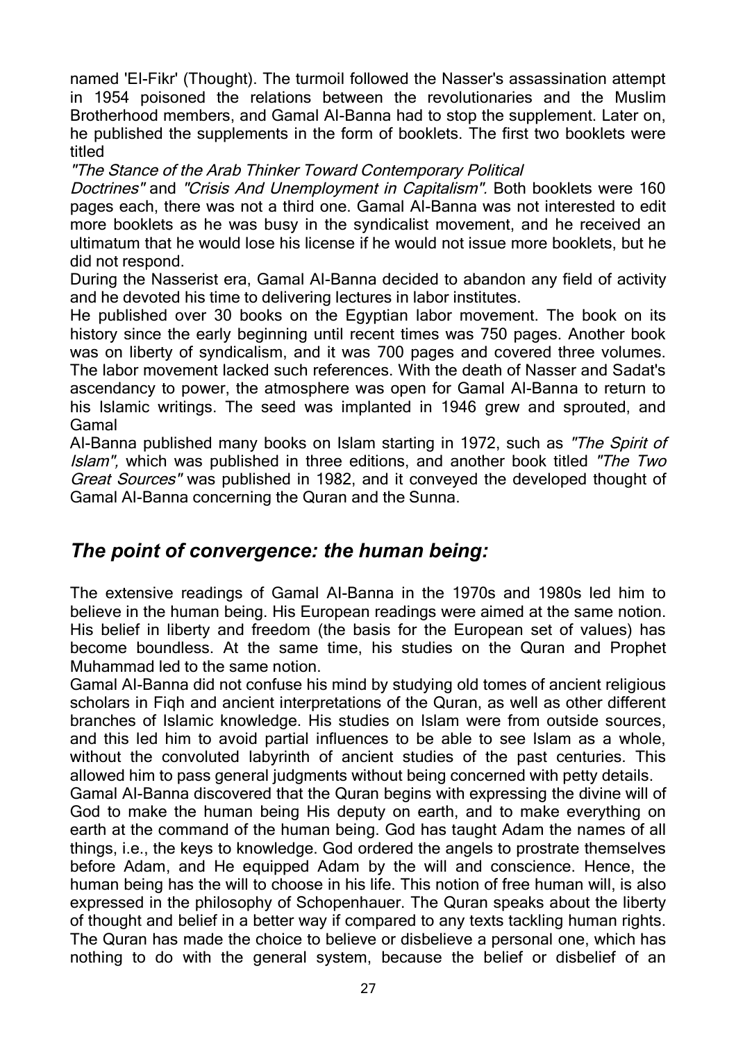named 'El-Fikr' (Thought). The turmoil followed the Nasser's assassination attempt in 1954 poisoned the relations between the revolutionaries and the Muslim Brotherhood members, and Gamal Al-Banna had to stop the supplement. Later on, he published the supplements in the form of booklets. The first two booklets were titled *"The Stance of the Arab Thinker Toward Contemporary Political Doctrines"* and *"Crisis And Unemployment in Capitalism"*. Both booklets were 160 pages each, there was not a third one. Gamal Al-Banna was not interested to edit more booklets as he was busy in the syndicalist movement, and he received an ultimatum that he would lose his license if he would not issue more booklets, but he did not respond.

During the Nasserist era, Gamal Al-Banna decided to abandon any field of activity and he devoted his time to delivering lectures in labor institutes.

He published over 30 books on the Egyptian labor movement. The book on its history since the early beginning until recent times was 750 pages. Another book was on liberty of syndicalism, and it was 700 pages and covered three volumes. The labor movement lacked such references. With the death of Nasser and Sadat's ascendancy to power, the atmosphere was open for Gamal Al-Banna to return to his Islamic writings. The seed was implanted in 1946 grew and sprouted, and Gamal Al-Banna published many books on Islam starting in 1972, such as *"The Spirit of Islam"*, which was published in three editions, and another book titled *"The Two Great Sources"* was published in 1982, and it conveyed the developed thought of Gamal Al-Banna concerning the Quran and the Sunna.

## *The point of convergence: the human being:*

The extensive readings of Gamal Al-Banna in the 1970s and 1980s led him to believe in the human being. His European readings were aimed at the same notion. His belief in liberty and freedom (the basis for the European set of values) has become boundless. At the same time, his studies on the Quran and Prophet Muhammad led to the same notion.

Gamal Al-Banna did not confuse his mind by studying old tomes of ancient religious scholars in Fiqh and ancient interpretations of the Quran, as well as other different branches of Islamic knowledge. His studies on Islam were from outside sources, and this led him to avoid partial influences to be able to see Islam as a whole, without the convoluted labyrinth of ancient studies of the past centuries. This allowed him to pass general judgments without being concerned with petty details.

Gamal Al-Banna discovered that the Quran begins with expressing the divine will of God to make the human being His deputy on earth, and to make everything on earth at the command of the human being. God has taught Adam the names of all things, i.e., the keys to knowledge. God ordered the angels to prostrate themselves before Adam, and He equipped Adam by the will and conscience. Hence, the human being has the will to choose in his life. This notion of free human will, is also expressed in the philosophy of Schopenhauer. The Quran speaks about the liberty of thought and belief in a better way if compared to any texts tackling human rights. The Quran has made the choice to believe or disbelieve a personal one, which has nothing to do with the general system, because the belief or disbelief of an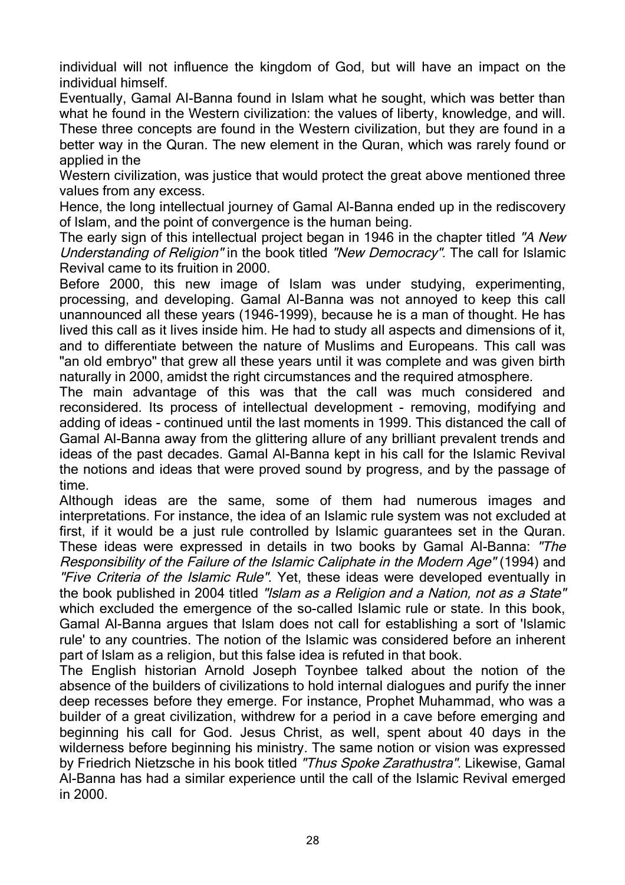individual will not influence the kingdom of God, but will have an impact on the individual himself.

Eventually, Gamal Al-Banna found in Islam what he sought, which was better than what he found in the Western civilization: the values of liberty, knowledge, and will. These three concepts are found in the Western civilization, but they are found in a better way in the Quran. The new element in the Quran, which was rarely found or applied in the Western civilization, was justice that would protect the great above mentioned three values from any excess.

Hence, the long intellectual journey of Gamal Al-Banna ended up in the rediscovery of Islam, and the point of convergence is the human being.

The early sign of this intellectual project began in 1946 in the chapter titled *"A New Understanding of Religion"* in the book titled *"New Democracy".* The call for Islamic Revival came to its fruition in 2000.

Before 2000, this new image of Islam was under studying, experimenting, processing, and developing. Gamal Al-Banna was not annoyed to keep this call unannounced all these years (1946-1999), because he is a man of thought. He has lived this call as it lives inside him. He had to study all aspects and dimensions of it, and to differentiate between the nature of Muslims and Europeans. This call was "an old embryo" that grew all these years until it was complete and was given birth naturally in 2000, amidst the right circumstances and the required atmosphere.

The main advantage of this was that the call was much considered and reconsidered. Its process of intellectual development - removing, modifying and adding of ideas - continued until the last moments in 1999. This distanced the call of Gamal Al-Banna away from the glittering allure of any brilliant prevalent trends and ideas of the past decades. Gamal Al-Banna kept in his call for the Islamic Revival the notions and ideas that were proved sound by progress, and by the passage of time.

Although ideas are the same, some of them had numerous images and interpretations. For instance, the idea of an Islamic rule system was not excluded at first, if it would be a just rule controlled by Islamic guarantees set in the Quran. These ideas were expressed in details in two books by Gamal Al-Banna: *"The Responsibility of the Failure of the Islamic Caliphate in the Modern Age"* (1994) and *"Five Criteria of the Islamic Rule".* Yet, these ideas were developed eventually in the book published in 2004 titled *"Islam as a Religion and a Nation, not as a State"* which excluded the emergence of the so-called Islamic rule or state. In this book, Gamal Al-Banna argues that Islam does not call for establishing a sort of 'Islamic rule' to any countries. The notion of the Islamic was considered before an inherent part of Islam as a religion, but this false idea is refuted in that book.

The English historian Arnold Joseph Toynbee talked about the notion of the absence of the builders of civilizations to hold internal dialogues and purify the inner deep recesses before they emerge. For instance, Prophet Muhammad, who was a builder of a great civilization, withdrew for a period in a cave before emerging and beginning his call for God. Jesus Christ, as well, spent about 40 days in the wilderness before beginning his ministry. The same notion or vision was expressed by Friedrich Nietzsche in his book titled *"Thus Spoke Zarathustra".* Likewise, Gamal Al-Banna has had a similar experience until the call of the Islamic Revival emerged in 2000.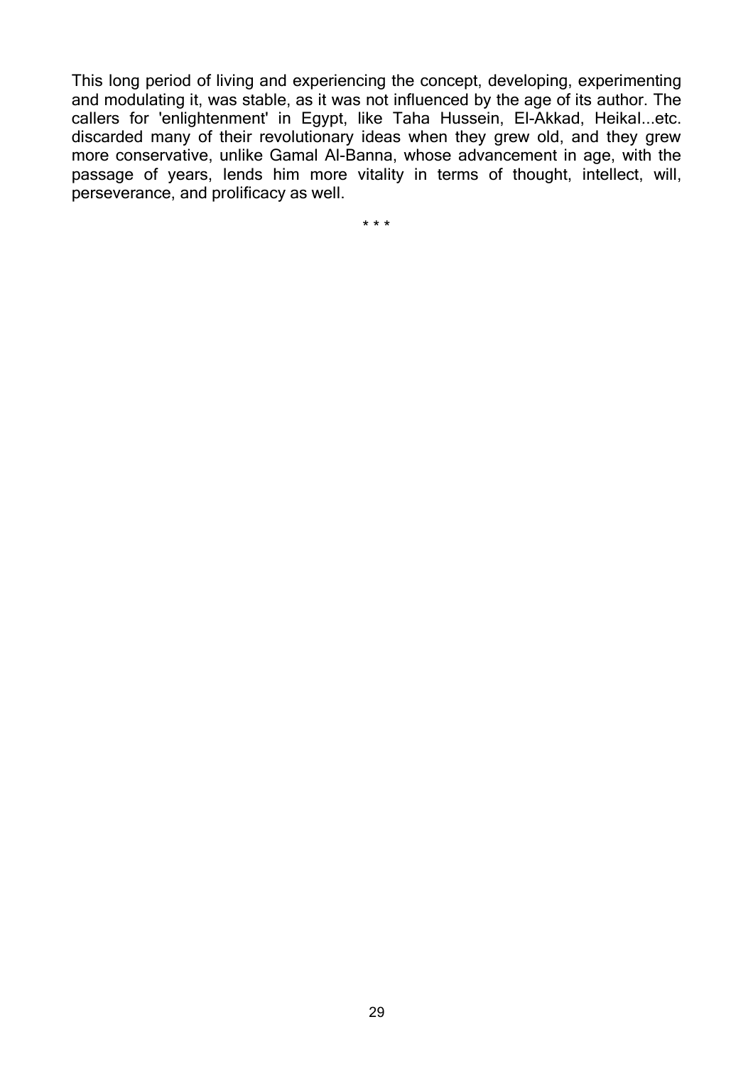This long period of living and experiencing the concept, developing, experimenting and modulating it, was stable, as it was not influenced by the age of its author. The callers for 'enlightenment' in Egypt, like Taha Hussein, El-Akkad, Heikal...etc. discarded many of their revolutionary ideas when they grew old, and they grew more conservative, unlike Gamal Al-Banna, whose advancement in age, with the passage of years, lends him more vitality in terms of thought, intellect, will, perseverance, and prolificacy as well.

* * *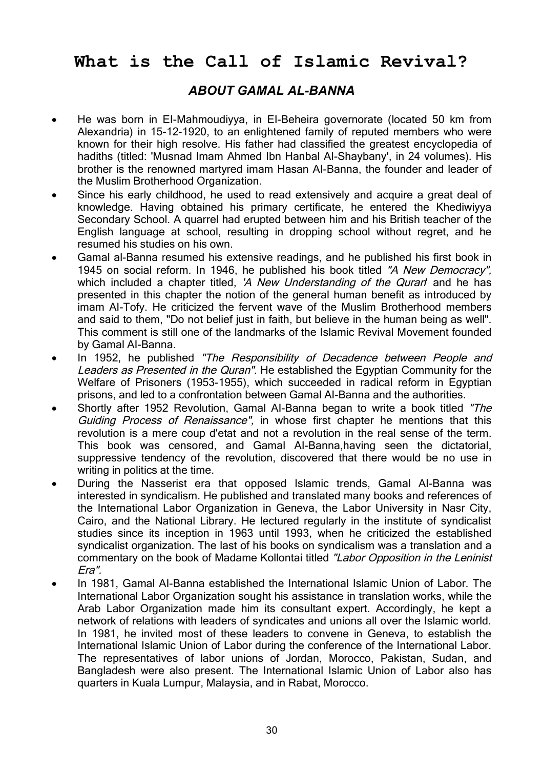# What is the Call of Islamic Revival?

## *ABOUT GAMAL AL-BANNA*

- He was born in El-Mahmoudiyya, in El-Beheira governorate (located 50 km from Alexandria) in 15-12-1920, to an enlightened family of reputed members who were known for their high resolve. His father had classified the greatest encyclopedia of hadiths (titled: 'Musnad Imam Ahmed Ibn Hanbal Al-Shaybany', in 24 volumes). His brother is the renowned martyred imam Hasan Al-Banna, the founder and leader of the Muslim Brotherhood Organization.
- Since his early childhood, he used to read extensively and acquire a great deal of knowledge. Having obtained his primary certificate, he entered the Khediwiyya Secondary School. A quarrel had erupted between him and his British teacher of the English language at school, resulting in dropping school without regret, and he resumed his studies on his own.
- Gamal al-Banna resumed his extensive readings, and he published his first book in 1945 on social reform. In 1946, he published his book titled *"A New Democracy",* which included a chapter titled, *'A New Understanding of the Quran'* and he has presented in this chapter the notion of the general human benefit as introduced by imam Al-Tofy. He criticized the fervent wave of the Muslim Brotherhood members and said to them, "Do not belief just in faith, but believe in the human being as well". This comment is still one of the landmarks of the Islamic Revival Movement founded by Gamal Al-Banna.
- In 1952, he published *"The Responsibility of Decadence between People and Leaders as Presented in the Quran".* He established the Egyptian Community for the Welfare of Prisoners (1953-1955), which succeeded in radical reform in Egyptian prisons, and led to a confrontation between Gamal Al-Banna and the authorities.
- Shortly after 1952 Revolution, Gamal Al-Banna began to write a book titled *"The Guiding Process of Renaissance",* in whose first chapter he mentions that this revolution is a mere coup d'etat and not a revolution in the real sense of the term. This book was censored, and Gamal Al-Banna,having seen the dictatorial, suppressive tendency of the revolution, discovered that there would be no use in writing in politics at the time.
- During the Nasserist era that opposed Islamic trends, Gamal Al-Banna was interested in syndicalism. He published and translated many books and references of the International Labor Organization in Geneva, the Labor University in Nasr City, Cairo, and the National Library. He lectured regularly in the institute of syndicalist studies since its inception in 1963 until 1993, when he criticized the established syndicalist organization. The last of his books on syndicalism was a translation and a commentary on the book of Madame Kollontai titled *"Labor Opposition in the Leninist Era".*
- In 1981, Gamal Al-Banna established the International Islamic Union of Labor. The International Labor Organization sought his assistance in translation works, while the Arab Labor Organization made him its consultant expert. Accordingly, he kept a network of relations with leaders of syndicates and unions all over the Islamic world. In 1981, he invited most of these leaders to convene in Geneva, to establish the International Islamic Union of Labor during the conference of the International Labor. The representatives of labor unions of Jordan, Morocco, Pakistan, Sudan, and Bangladesh were also present. The International Islamic Union of Labor also has quarters in Kuala Lumpur, Malaysia, and in Rabat, Morocco.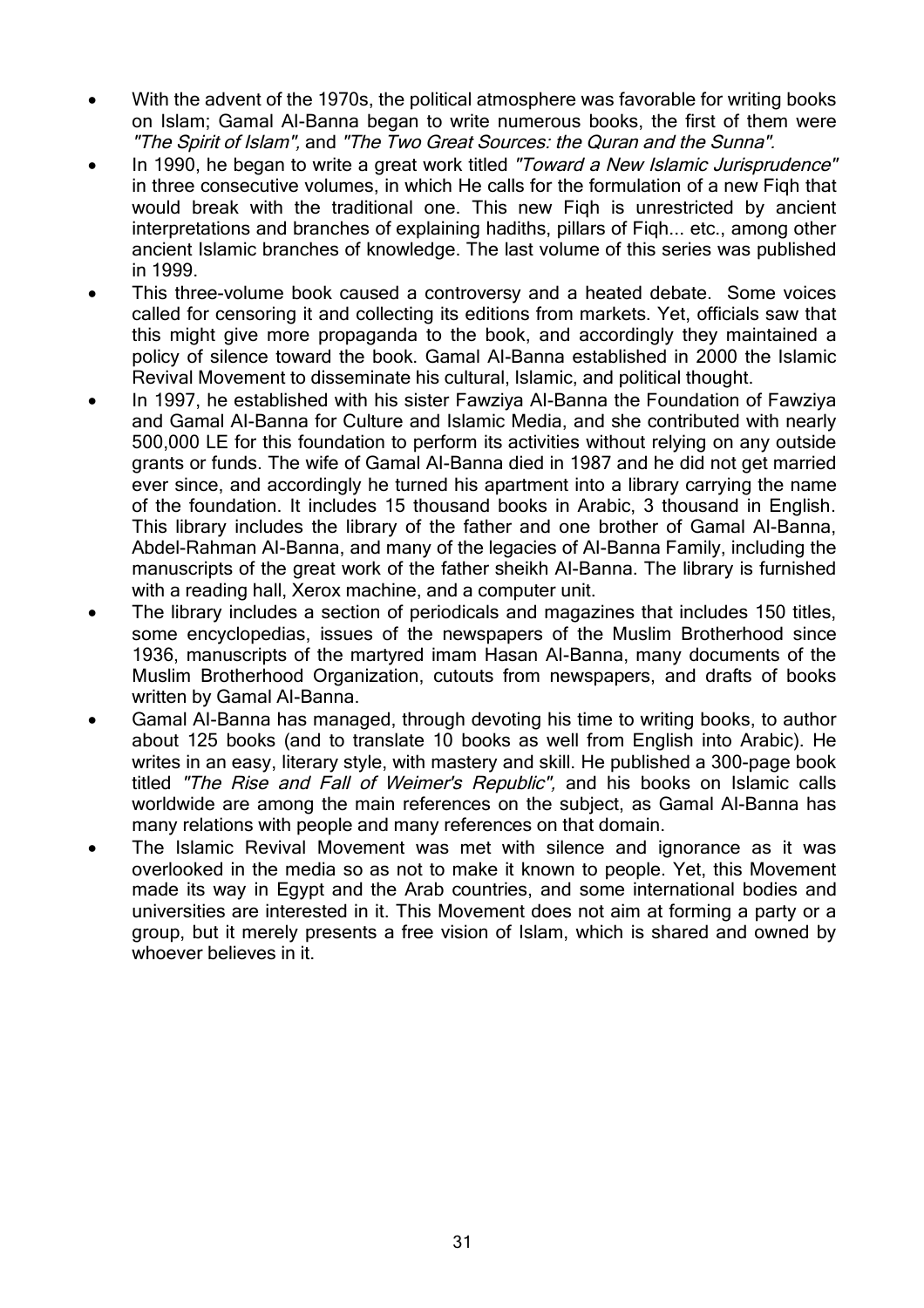- With the advent of the 1970s, the political atmosphere was favorable for writing books on Islam; Gamal Al-Banna began to write numerous books, the first of them were *"The Spirit of Islam"*, and *"The Two Great Sources: the Quran and the Sunna"*.
- In 1990, he began to write a great work titled *"Toward a New Islamic Jurisprudence"* in three consecutive volumes, in which He calls for the formulation of a new Fiqh that would break with the traditional one. This new Fiqh is unrestricted by ancient interpretations and branches of explaining hadiths, pillars of Fiqh... etc., among other ancient Islamic branches of knowledge. The last volume of this series was published in 1999.
- This three-volume book caused a controversy and a heated debate. Some voices called for censoring it and collecting its editions from markets. Yet, officials saw that this might give more propaganda to the book, and accordingly they maintained a policy of silence toward the book. Gamal Al-Banna established in 2000 the Islamic Revival Movement to disseminate his cultural, Islamic, and political thought.
- In 1997, he established with his sister Fawziya Al-Banna the Foundation of Fawziya and Gamal Al-Banna for Culture and Islamic Media, and she contributed with nearly 500,000 LE for this foundation to perform its activities without relying on any outside grants or funds. The wife of Gamal Al-Banna died in 1987 and he did not get married ever since, and accordingly he turned his apartment into a library carrying the name of the foundation. It includes 15 thousand books in Arabic, 3 thousand in English. This library includes the library of the father and one brother of Gamal Al-Banna, Abdel-Rahman Al-Banna, and many of the legacies of Al-Banna Family, including the manuscripts of the great work of the father sheikh Al-Banna. The library is furnished with a reading hall, Xerox machine, and a computer unit.
- The library includes a section of periodicals and magazines that includes 150 titles, some encyclopedias, issues of the newspapers of the Muslim Brotherhood since 1936, manuscripts of the martyred imam Hasan Al-Banna, many documents of the Muslim Brotherhood Organization, cutouts from newspapers, and drafts of books written by Gamal Al-Banna.
- Gamal Al-Banna has managed, through devoting his time to writing books, to author about 125 books (and to translate 10 books as well from English into Arabic). He writes in an easy, literary style, with mastery and skill. He published a 300-page book titled *"The Rise and Fall of Weimer's Republic"*, and his books on Islamic calls worldwide are among the main references on the subject, as Gamal Al-Banna has many relations with people and many references on that domain.
- The Islamic Revival Movement was met with silence and ignorance as it was overlooked in the media so as not to make it known to people. Yet, this Movement made its way in Egypt and the Arab countries, and some international bodies and universities are interested in it. This Movement does not aim at forming a party or a group, but it merely presents a free vision of Islam, which is shared and owned by whoever believes in it.